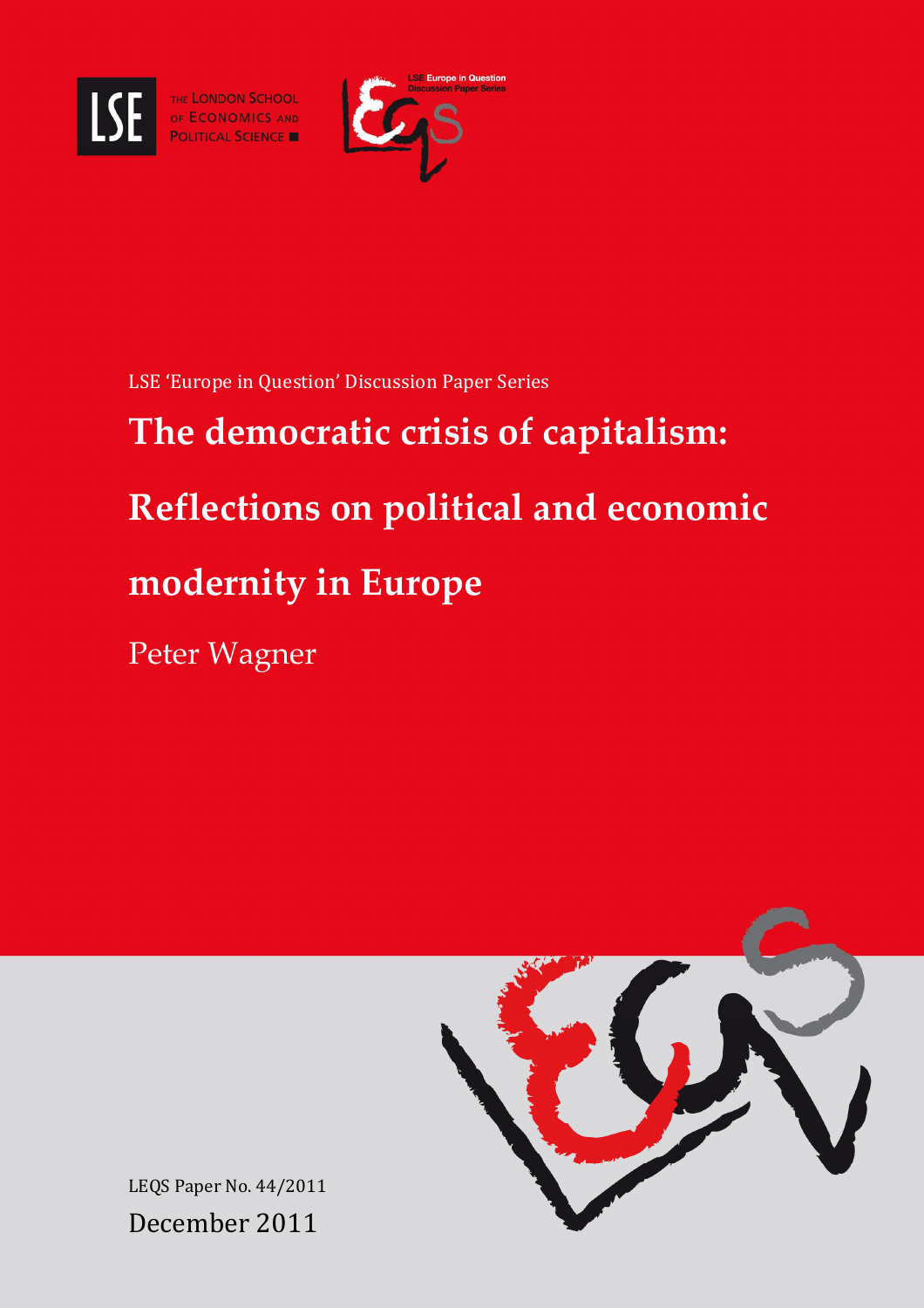THE LONDON SCHOOL OF ECONOMICS AND POLITICAL SCIENCE

LSE Europe in Question Discussion Paper Series

LSE 'Europe in Question' Discussion Paper Series

# The democratic crisis of capitalism: Reflections on political and economic modernity in Europe

Peter Wagner

LEQS Paper No. 44/2011

December 2011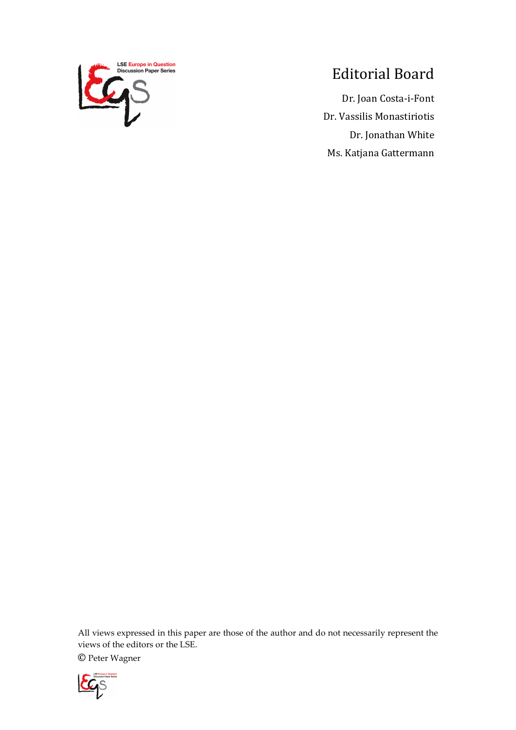# Editorial Board

Dr. Joan Costa-i-Font

Dr. Vassilis Monastiriotis

Dr. Jonathan White

Ms. Katjana Gattermann

All views expressed in this paper are those of the author and do not necessarily represent the views of the editors or the LSE.

© Peter Wagner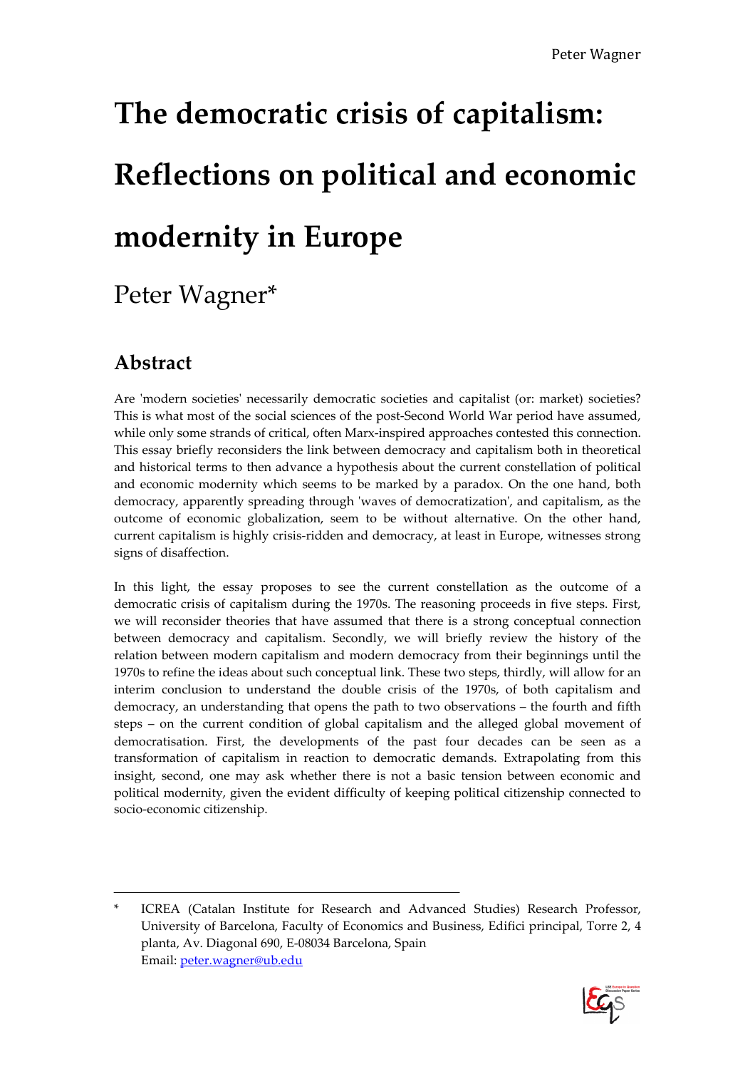# The democratic crisis of capitalism: Reflections on political and economic modernity in Europe

Peter Wagner*

## Abstract

Are 'modern societies' necessarily democratic societies and capitalist (or: market) societies? This is what most of the social sciences of the post-Second World War period have assumed, while only some strands of critical, often Marx-inspired approaches contested this connection. This essay briefly reconsiders the link between democracy and capitalism both in theoretical and historical terms to then advance a hypothesis about the current constellation of political and economic modernity which seems to be marked by a paradox. On the one hand, both democracy, apparently spreading through 'waves of democratization', and capitalism, as the outcome of economic globalization, seem to be without alternative. On the other hand, current capitalism is highly crisis-ridden and democracy, at least in Europe, witnesses strong signs of disaffection.

In this light, the essay proposes to see the current constellation as the outcome of a democratic crisis of capitalism during the 1970s. The reasoning proceeds in five steps. First, we will reconsider theories that have assumed that there is a strong conceptual connection between democracy and capitalism. Secondly, we will briefly review the history of the relation between modern capitalism and modern democracy from their beginnings until the 1970s to refine the ideas about such conceptual link. These two steps, thirdly, will allow for an interim conclusion to understand the double crisis of the 1970s, of both capitalism and democracy, an understanding that opens the path to two observations – the fourth and fifth steps – on the current condition of global capitalism and the alleged global movement of democratisation. First, the developments of the past four decades can be seen as a transformation of capitalism in reaction to democratic demands. Extrapolating from this insight, second, one may ask whether there is not a basic tension between economic and political modernity, given the evident difficulty of keeping political citizenship connected to socio-economic citizenship.

---

* ICREA (Catalan Institute for Research and Advanced Studies) Research Professor, University of Barcelona, Faculty of Economics and Business, Edifici principal, Torre 2, 4 planta, Av. Diagonal 690, E-08034 Barcelona, Spain
Email: peter.wagner@ub.edu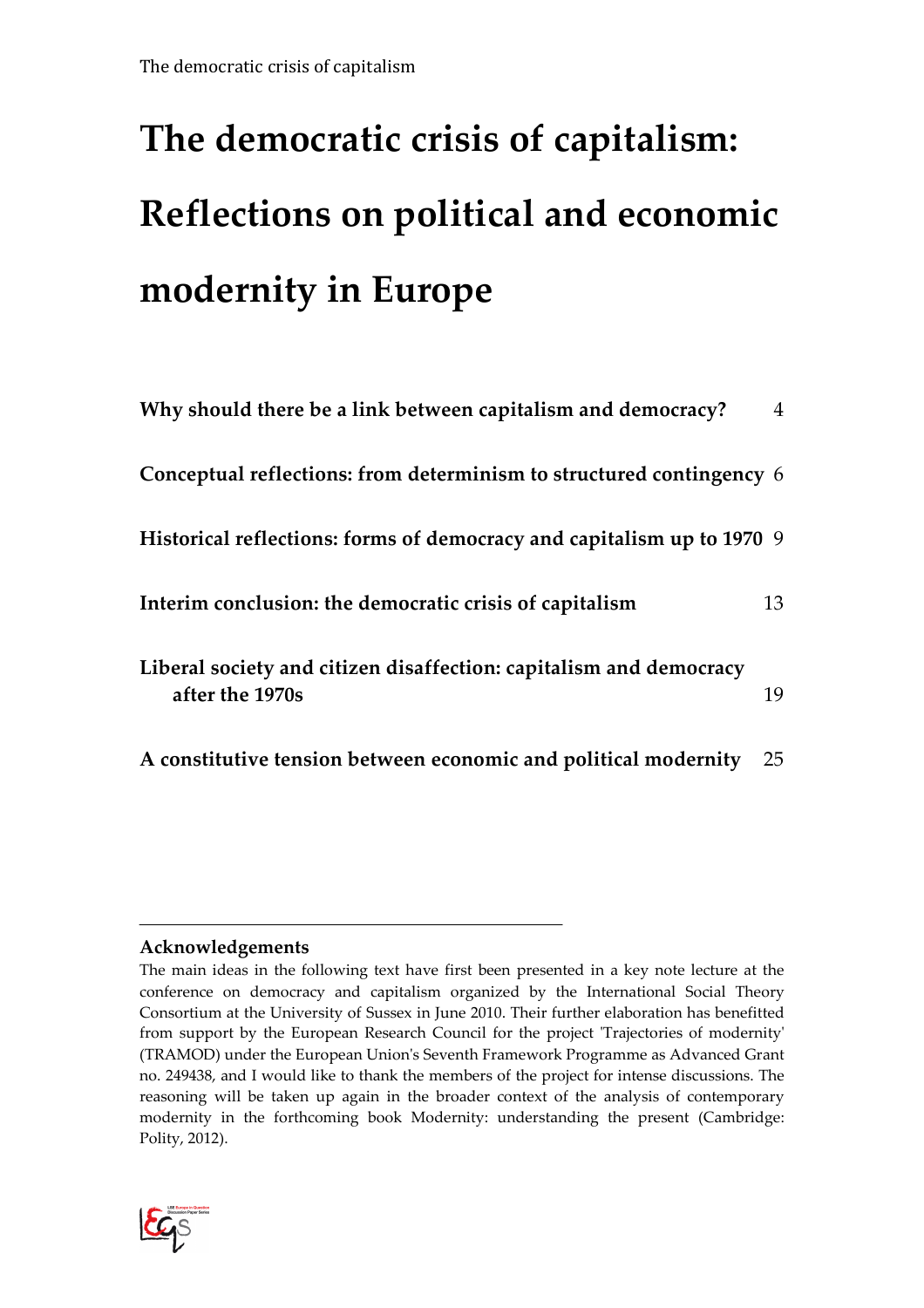# The democratic crisis of capitalism: Reflections on political and economic modernity in Europe

| | |
|---|---|
| **Why should there be a link between capitalism and democracy?** | 4 |
| **Conceptual reflections: from determinism to structured contingency** | 6 |
| **Historical reflections: forms of democracy and capitalism up to 1970** | 9 |
| **Interim conclusion: the democratic crisis of capitalism** | 13 |
| **Liberal society and citizen disaffection: capitalism and democracy after the 1970s** | 19 |
| **A constitutive tension between economic and political modernity** | 25 |

---

**Acknowledgements**

The main ideas in the following text have first been presented in a key note lecture at the conference on democracy and capitalism organized by the International Social Theory Consortium at the University of Sussex in June 2010. Their further elaboration has benefitted from support by the European Research Council for the project 'Trajectories of modernity' (TRAMOD) under the European Union's Seventh Framework Programme as Advanced Grant no. 249438, and I would like to thank the members of the project for intense discussions. The reasoning will be taken up again in the broader context of the analysis of contemporary modernity in the forthcoming book Modernity: understanding the present (Cambridge: Polity, 2012).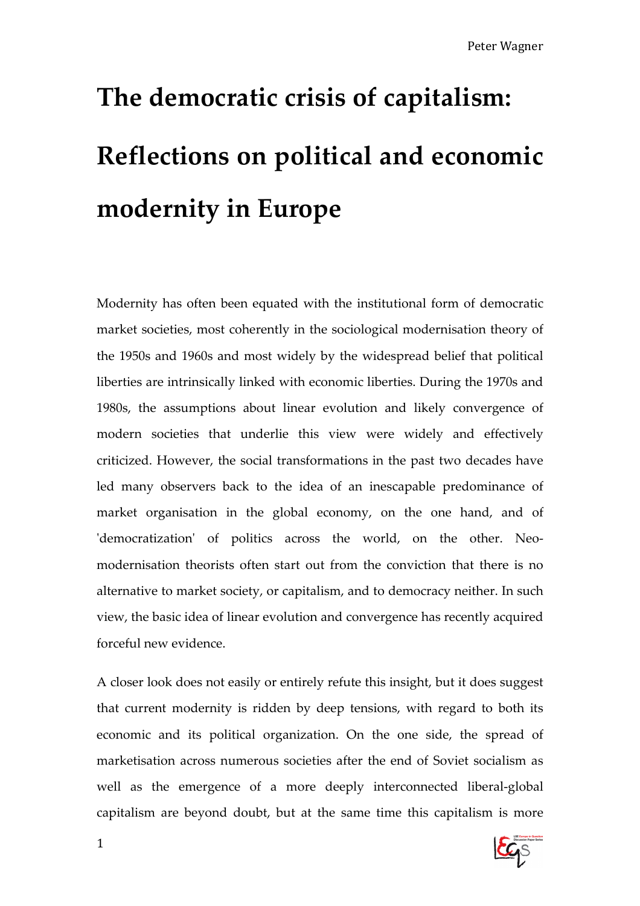# The democratic crisis of capitalism: Reflections on political and economic modernity in Europe

Modernity has often been equated with the institutional form of democratic market societies, most coherently in the sociological modernisation theory of the 1950s and 1960s and most widely by the widespread belief that political liberties are intrinsically linked with economic liberties. During the 1970s and 1980s, the assumptions about linear evolution and likely convergence of modern societies that underlie this view were widely and effectively criticized. However, the social transformations in the past two decades have led many observers back to the idea of an inescapable predominance of market organisation in the global economy, on the one hand, and of 'democratization' of politics across the world, on the other. Neo-modernisation theorists often start out from the conviction that there is no alternative to market society, or capitalism, and to democracy neither. In such view, the basic idea of linear evolution and convergence has recently acquired forceful new evidence.

A closer look does not easily or entirely refute this insight, but it does suggest that current modernity is ridden by deep tensions, with regard to both its economic and its political organization. On the one side, the spread of marketisation across numerous societies after the end of Soviet socialism as well as the emergence of a more deeply interconnected liberal-global capitalism are beyond doubt, but at the same time this capitalism is more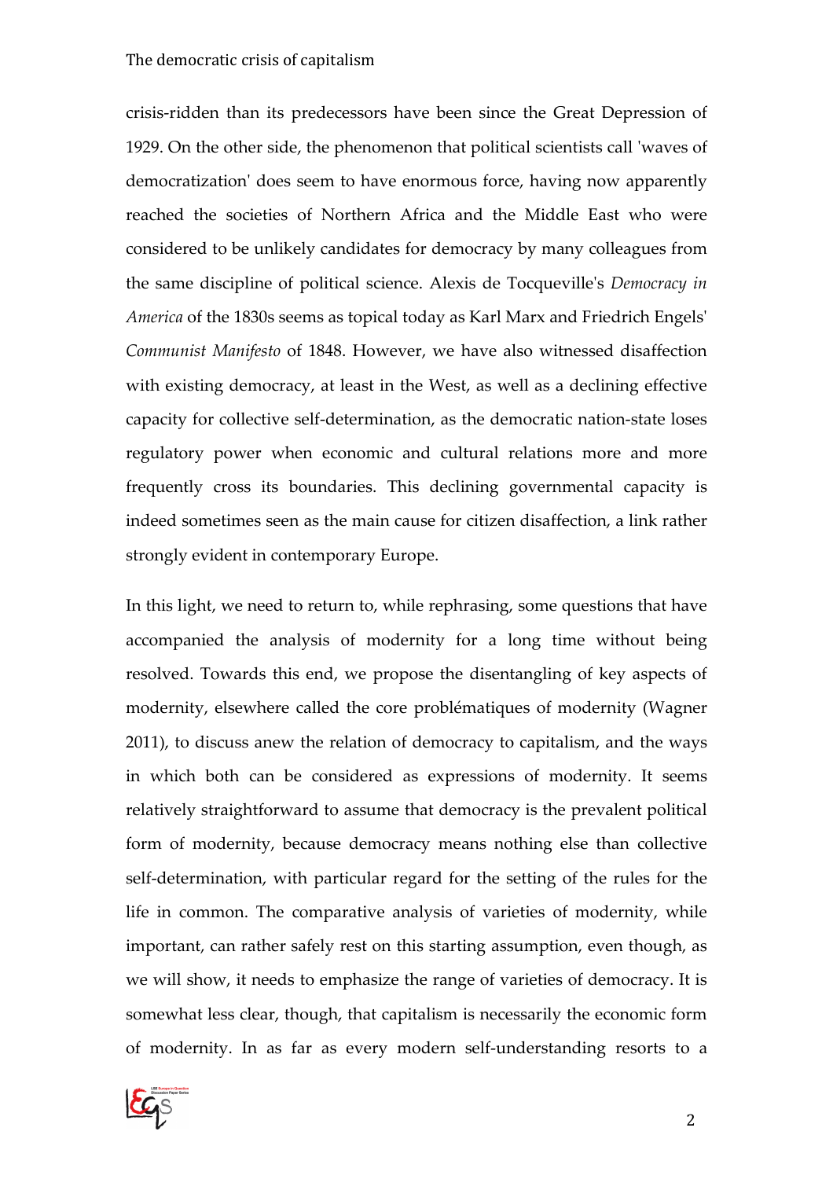crisis-ridden than its predecessors have been since the Great Depression of 1929. On the other side, the phenomenon that political scientists call 'waves of democratization' does seem to have enormous force, having now apparently reached the societies of Northern Africa and the Middle East who were considered to be unlikely candidates for democracy by many colleagues from the same discipline of political science. Alexis de Tocqueville's *Democracy in America* of the 1830s seems as topical today as Karl Marx and Friedrich Engels' *Communist Manifesto* of 1848. However, we have also witnessed disaffection with existing democracy, at least in the West, as well as a declining effective capacity for collective self-determination, as the democratic nation-state loses regulatory power when economic and cultural relations more and more frequently cross its boundaries. This declining governmental capacity is indeed sometimes seen as the main cause for citizen disaffection, a link rather strongly evident in contemporary Europe.

In this light, we need to return to, while rephrasing, some questions that have accompanied the analysis of modernity for a long time without being resolved. Towards this end, we propose the disentangling of key aspects of modernity, elsewhere called the core problématiques of modernity (Wagner 2011), to discuss anew the relation of democracy to capitalism, and the ways in which both can be considered as expressions of modernity. It seems relatively straightforward to assume that democracy is the prevalent political form of modernity, because democracy means nothing else than collective self-determination, with particular regard for the setting of the rules for the life in common. The comparative analysis of varieties of modernity, while important, can rather safely rest on this starting assumption, even though, as we will show, it needs to emphasize the range of varieties of democracy. It is somewhat less clear, though, that capitalism is necessarily the economic form of modernity. In as far as every modern self-understanding resorts to a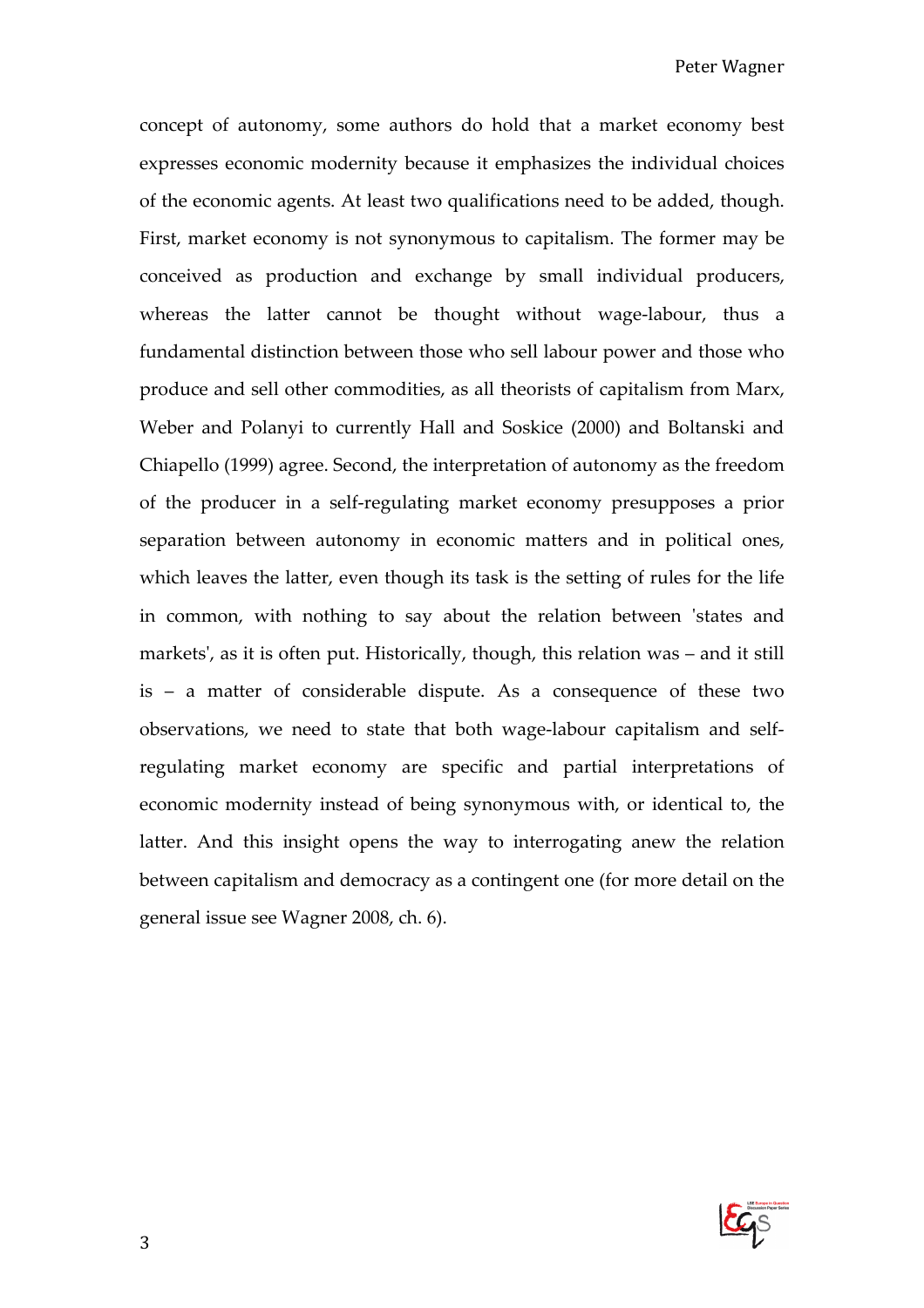concept of autonomy, some authors do hold that a market economy best expresses economic modernity because it emphasizes the individual choices of the economic agents. At least two qualifications need to be added, though. First, market economy is not synonymous to capitalism. The former may be conceived as production and exchange by small individual producers, whereas the latter cannot be thought without wage-labour, thus a fundamental distinction between those who sell labour power and those who produce and sell other commodities, as all theorists of capitalism from Marx, Weber and Polanyi to currently Hall and Soskice (2000) and Boltanski and Chiapello (1999) agree. Second, the interpretation of autonomy as the freedom of the producer in a self-regulating market economy presupposes a prior separation between autonomy in economic matters and in political ones, which leaves the latter, even though its task is the setting of rules for the life in common, with nothing to say about the relation between 'states and markets', as it is often put. Historically, though, this relation was – and it still is – a matter of considerable dispute. As a consequence of these two observations, we need to state that both wage-labour capitalism and self-regulating market economy are specific and partial interpretations of economic modernity instead of being synonymous with, or identical to, the latter. And this insight opens the way to interrogating anew the relation between capitalism and democracy as a contingent one (for more detail on the general issue see Wagner 2008, ch. 6).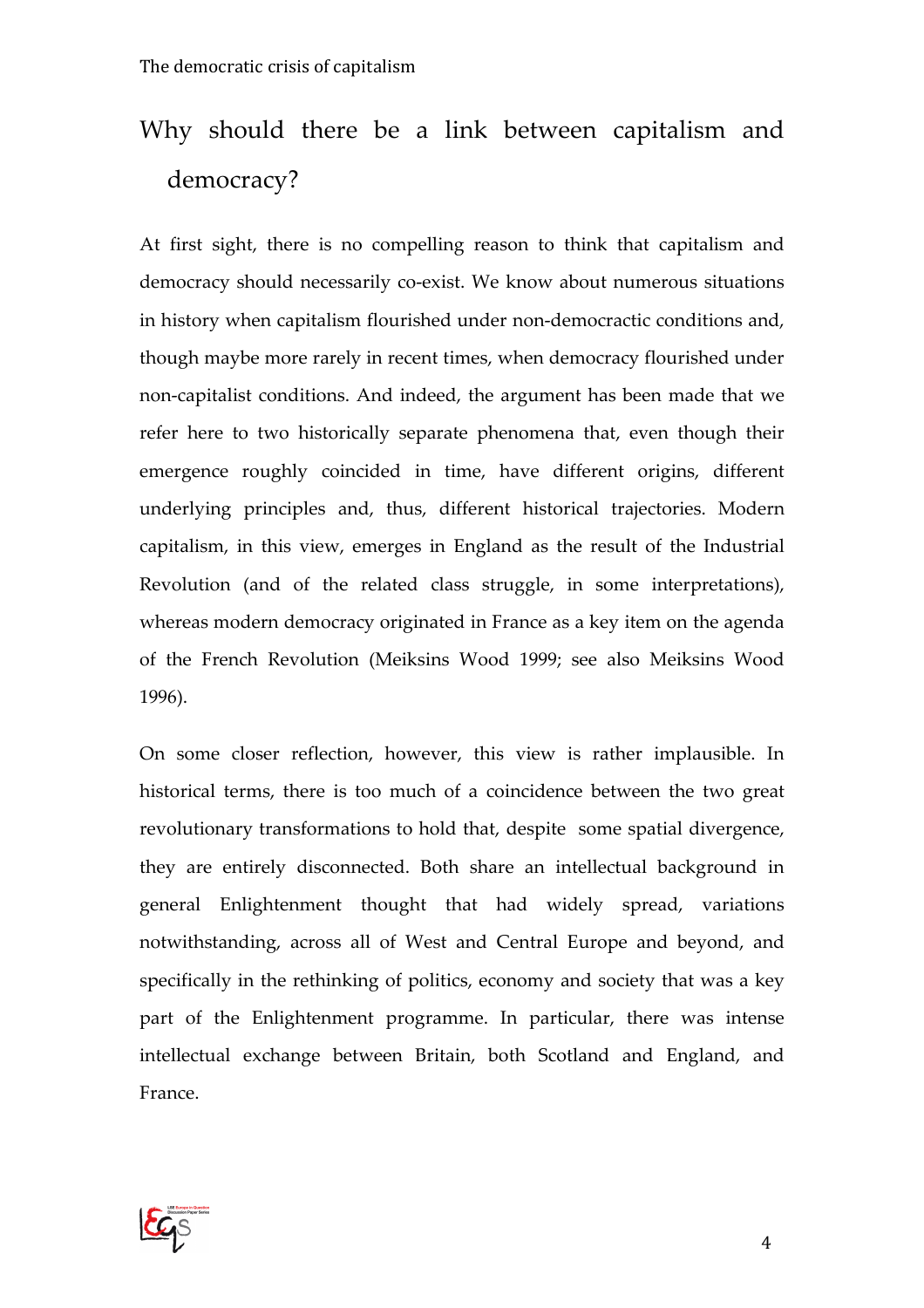## Why should there be a link between capitalism and democracy?

At first sight, there is no compelling reason to think that capitalism and democracy should necessarily co-exist. We know about numerous situations in history when capitalism flourished under non-democractic conditions and, though maybe more rarely in recent times, when democracy flourished under non-capitalist conditions. And indeed, the argument has been made that we refer here to two historically separate phenomena that, even though their emergence roughly coincided in time, have different origins, different underlying principles and, thus, different historical trajectories. Modern capitalism, in this view, emerges in England as the result of the Industrial Revolution (and of the related class struggle, in some interpretations), whereas modern democracy originated in France as a key item on the agenda of the French Revolution (Meiksins Wood 1999; see also Meiksins Wood 1996).

On some closer reflection, however, this view is rather implausible. In historical terms, there is too much of a coincidence between the two great revolutionary transformations to hold that, despite some spatial divergence, they are entirely disconnected. Both share an intellectual background in general Enlightenment thought that had widely spread, variations notwithstanding, across all of West and Central Europe and beyond, and specifically in the rethinking of politics, economy and society that was a key part of the Enlightenment programme. In particular, there was intense intellectual exchange between Britain, both Scotland and England, and France.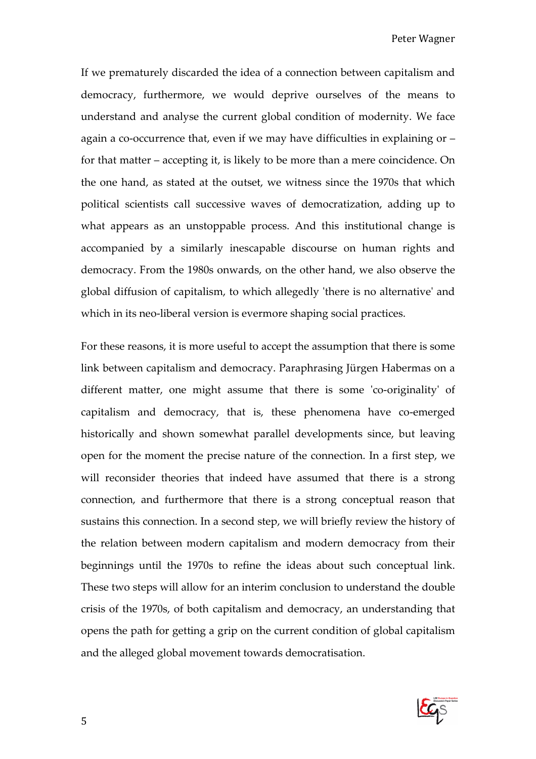If we prematurely discarded the idea of a connection between capitalism and democracy, furthermore, we would deprive ourselves of the means to understand and analyse the current global condition of modernity. We face again a co-occurrence that, even if we may have difficulties in explaining or – for that matter – accepting it, is likely to be more than a mere coincidence. On the one hand, as stated at the outset, we witness since the 1970s that which political scientists call successive waves of democratization, adding up to what appears as an unstoppable process. And this institutional change is accompanied by a similarly inescapable discourse on human rights and democracy. From the 1980s onwards, on the other hand, we also observe the global diffusion of capitalism, to which allegedly 'there is no alternative' and which in its neo-liberal version is evermore shaping social practices.

For these reasons, it is more useful to accept the assumption that there is some link between capitalism and democracy. Paraphrasing Jürgen Habermas on a different matter, one might assume that there is some 'co-originality' of capitalism and democracy, that is, these phenomena have co-emerged historically and shown somewhat parallel developments since, but leaving open for the moment the precise nature of the connection. In a first step, we will reconsider theories that indeed have assumed that there is a strong connection, and furthermore that there is a strong conceptual reason that sustains this connection. In a second step, we will briefly review the history of the relation between modern capitalism and modern democracy from their beginnings until the 1970s to refine the ideas about such conceptual link. These two steps will allow for an interim conclusion to understand the double crisis of the 1970s, of both capitalism and democracy, an understanding that opens the path for getting a grip on the current condition of global capitalism and the alleged global movement towards democratisation.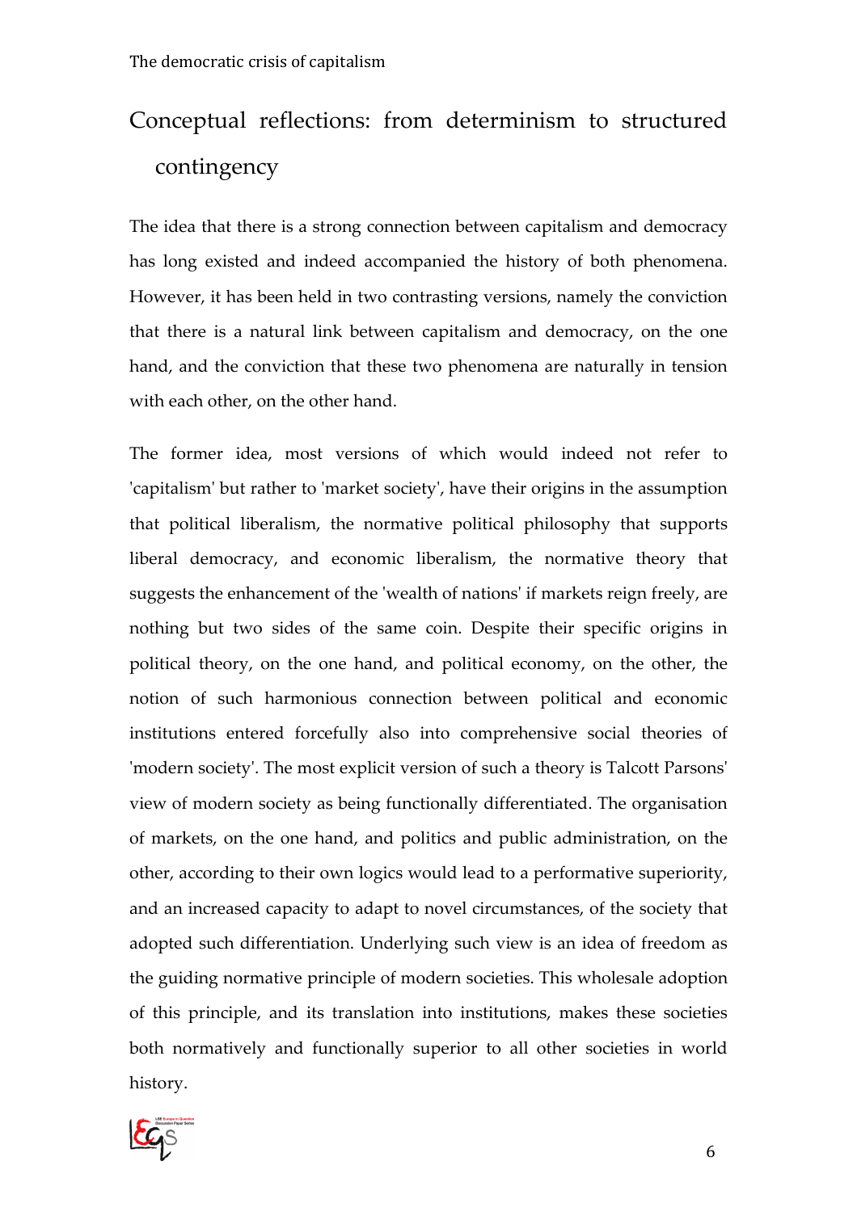## Conceptual reflections: from determinism to structured contingency

The idea that there is a strong connection between capitalism and democracy has long existed and indeed accompanied the history of both phenomena. However, it has been held in two contrasting versions, namely the conviction that there is a natural link between capitalism and democracy, on the one hand, and the conviction that these two phenomena are naturally in tension with each other, on the other hand.

The former idea, most versions of which would indeed not refer to 'capitalism' but rather to 'market society', have their origins in the assumption that political liberalism, the normative political philosophy that supports liberal democracy, and economic liberalism, the normative theory that suggests the enhancement of the 'wealth of nations' if markets reign freely, are nothing but two sides of the same coin. Despite their specific origins in political theory, on the one hand, and political economy, on the other, the notion of such harmonious connection between political and economic institutions entered forcefully also into comprehensive social theories of 'modern society'. The most explicit version of such a theory is Talcott Parsons' view of modern society as being functionally differentiated. The organisation of markets, on the one hand, and politics and public administration, on the other, according to their own logics would lead to a performative superiority, and an increased capacity to adapt to novel circumstances, of the society that adopted such differentiation. Underlying such view is an idea of freedom as the guiding normative principle of modern societies. This wholesale adoption of this principle, and its translation into institutions, makes these societies both normatively and functionally superior to all other societies in world history.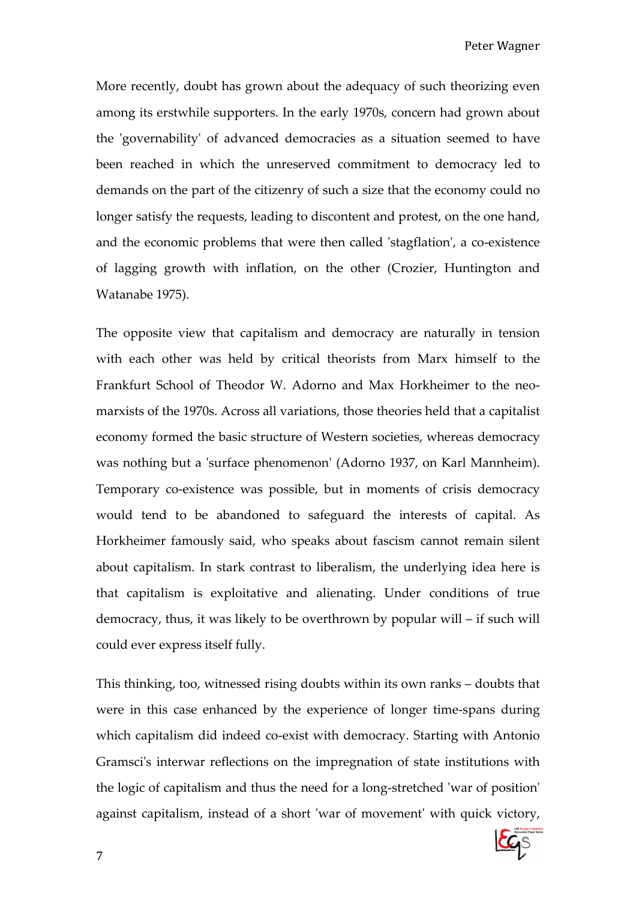More recently, doubt has grown about the adequacy of such theorizing even among its erstwhile supporters. In the early 1970s, concern had grown about the 'governability' of advanced democracies as a situation seemed to have been reached in which the unreserved commitment to democracy led to demands on the part of the citizenry of such a size that the economy could no longer satisfy the requests, leading to discontent and protest, on the one hand, and the economic problems that were then called 'stagflation', a co-existence of lagging growth with inflation, on the other (Crozier, Huntington and Watanabe 1975).

The opposite view that capitalism and democracy are naturally in tension with each other was held by critical theorists from Marx himself to the Frankfurt School of Theodor W. Adorno and Max Horkheimer to the neo-marxists of the 1970s. Across all variations, those theories held that a capitalist economy formed the basic structure of Western societies, whereas democracy was nothing but a 'surface phenomenon' (Adorno 1937, on Karl Mannheim). Temporary co-existence was possible, but in moments of crisis democracy would tend to be abandoned to safeguard the interests of capital. As Horkheimer famously said, who speaks about fascism cannot remain silent about capitalism. In stark contrast to liberalism, the underlying idea here is that capitalism is exploitative and alienating. Under conditions of true democracy, thus, it was likely to be overthrown by popular will – if such will could ever express itself fully.

This thinking, too, witnessed rising doubts within its own ranks – doubts that were in this case enhanced by the experience of longer time-spans during which capitalism did indeed co-exist with democracy. Starting with Antonio Gramsci's interwar reflections on the impregnation of state institutions with the logic of capitalism and thus the need for a long-stretched 'war of position' against capitalism, instead of a short 'war of movement' with quick victory,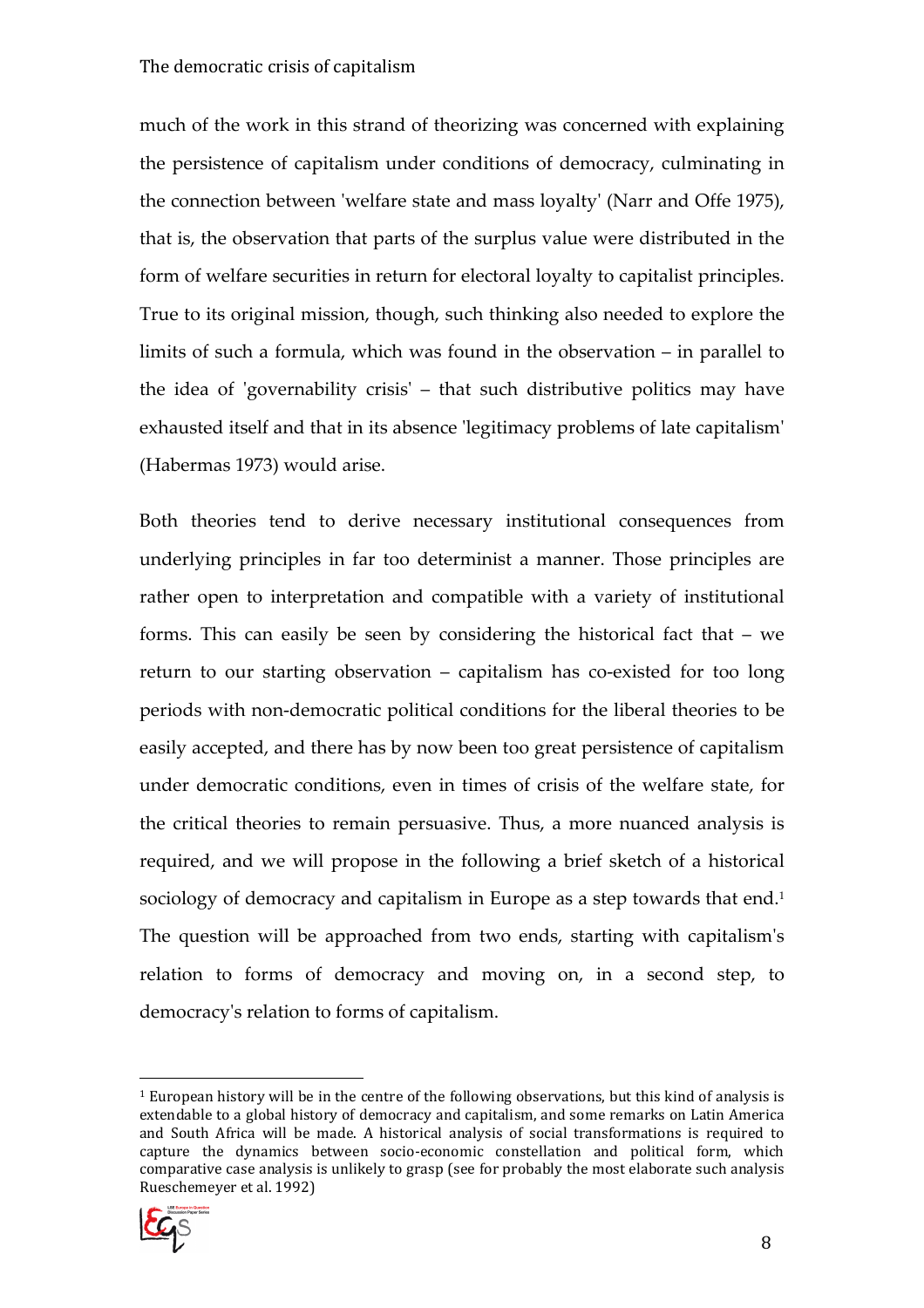much of the work in this strand of theorizing was concerned with explaining the persistence of capitalism under conditions of democracy, culminating in the connection between 'welfare state and mass loyalty' (Narr and Offe 1975), that is, the observation that parts of the surplus value were distributed in the form of welfare securities in return for electoral loyalty to capitalist principles. True to its original mission, though, such thinking also needed to explore the limits of such a formula, which was found in the observation – in parallel to the idea of 'governability crisis' – that such distributive politics may have exhausted itself and that in its absence 'legitimacy problems of late capitalism' (Habermas 1973) would arise.

Both theories tend to derive necessary institutional consequences from underlying principles in far too determinist a manner. Those principles are rather open to interpretation and compatible with a variety of institutional forms. This can easily be seen by considering the historical fact that – we return to our starting observation – capitalism has co-existed for too long periods with non-democratic political conditions for the liberal theories to be easily accepted, and there has by now been too great persistence of capitalism under democratic conditions, even in times of crisis of the welfare state, for the critical theories to remain persuasive. Thus, a more nuanced analysis is required, and we will propose in the following a brief sketch of a historical sociology of democracy and capitalism in Europe as a step towards that end.[1] The question will be approached from two ends, starting with capitalism's relation to forms of democracy and moving on, in a second step, to democracy's relation to forms of capitalism.

[1] European history will be in the centre of the following observations, but this kind of analysis is extendable to a global history of democracy and capitalism, and some remarks on Latin America and South Africa will be made. A historical analysis of social transformations is required to capture the dynamics between socio-economic constellation and political form, which comparative case analysis is unlikely to grasp (see for probably the most elaborate such analysis Rueschemeyer et al. 1992)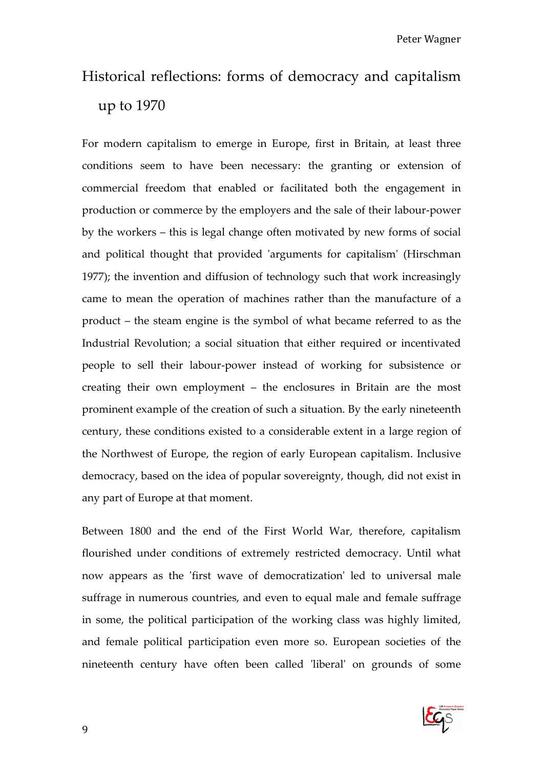## Historical reflections: forms of democracy and capitalism up to 1970

For modern capitalism to emerge in Europe, first in Britain, at least three conditions seem to have been necessary: the granting or extension of commercial freedom that enabled or facilitated both the engagement in production or commerce by the employers and the sale of their labour-power by the workers – this is legal change often motivated by new forms of social and political thought that provided 'arguments for capitalism' (Hirschman 1977); the invention and diffusion of technology such that work increasingly came to mean the operation of machines rather than the manufacture of a product – the steam engine is the symbol of what became referred to as the Industrial Revolution; a social situation that either required or incentivated people to sell their labour-power instead of working for subsistence or creating their own employment – the enclosures in Britain are the most prominent example of the creation of such a situation. By the early nineteenth century, these conditions existed to a considerable extent in a large region of the Northwest of Europe, the region of early European capitalism. Inclusive democracy, based on the idea of popular sovereignty, though, did not exist in any part of Europe at that moment.

Between 1800 and the end of the First World War, therefore, capitalism flourished under conditions of extremely restricted democracy. Until what now appears as the 'first wave of democratization' led to universal male suffrage in numerous countries, and even to equal male and female suffrage in some, the political participation of the working class was highly limited, and female political participation even more so. European societies of the nineteenth century have often been called 'liberal' on grounds of some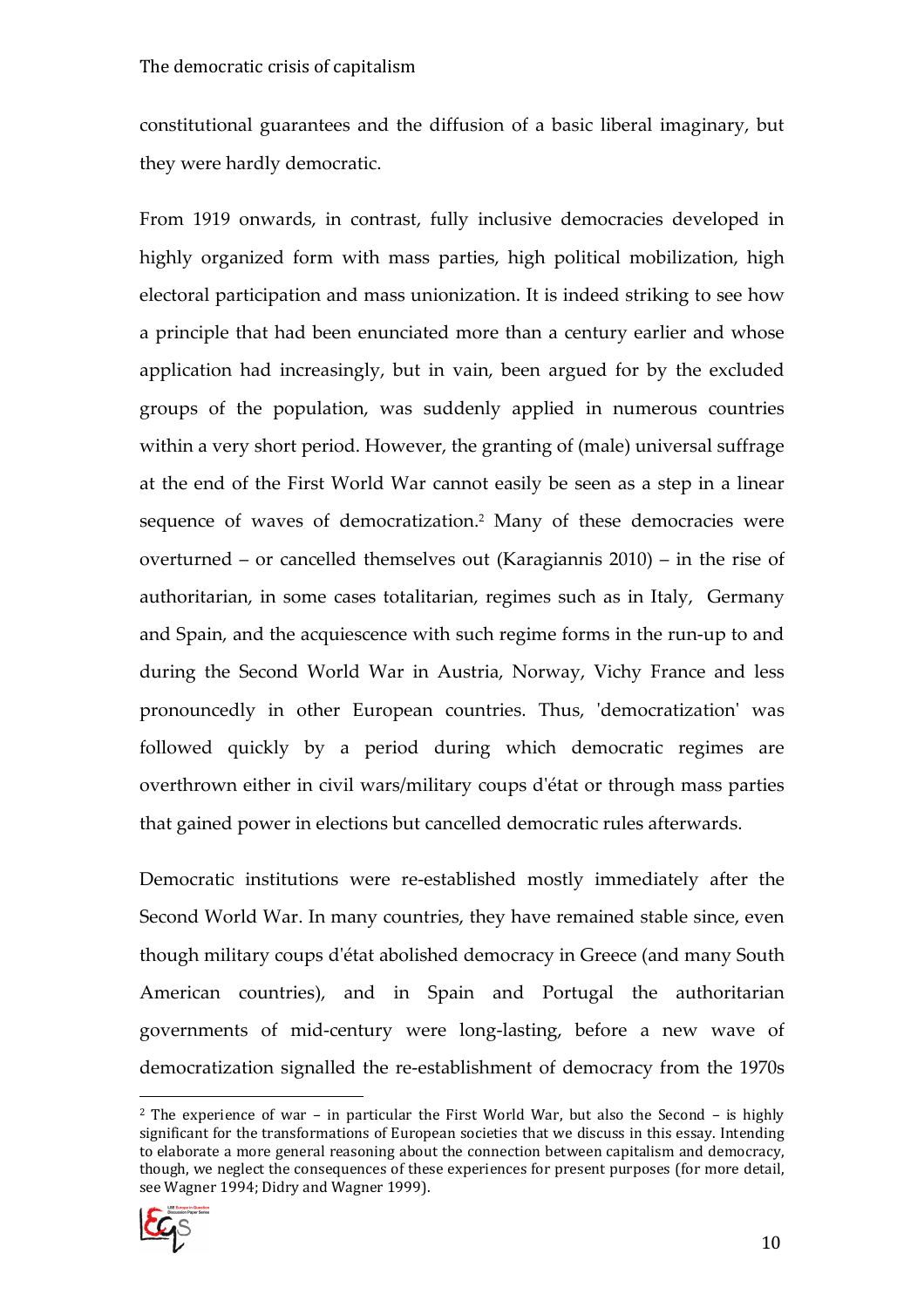constitutional guarantees and the diffusion of a basic liberal imaginary, but they were hardly democratic.

From 1919 onwards, in contrast, fully inclusive democracies developed in highly organized form with mass parties, high political mobilization, high electoral participation and mass unionization. It is indeed striking to see how a principle that had been enunciated more than a century earlier and whose application had increasingly, but in vain, been argued for by the excluded groups of the population, was suddenly applied in numerous countries within a very short period. However, the granting of (male) universal suffrage at the end of the First World War cannot easily be seen as a step in a linear sequence of waves of democratization.[2] Many of these democracies were overturned – or cancelled themselves out (Karagiannis 2010) – in the rise of authoritarian, in some cases totalitarian, regimes such as in Italy, Germany and Spain, and the acquiescence with such regime forms in the run-up to and during the Second World War in Austria, Norway, Vichy France and less pronouncedly in other European countries. Thus, 'democratization' was followed quickly by a period during which democratic regimes are overthrown either in civil wars/military coups d'état or through mass parties that gained power in elections but cancelled democratic rules afterwards.

Democratic institutions were re-established mostly immediately after the Second World War. In many countries, they have remained stable since, even though military coups d'état abolished democracy in Greece (and many South American countries), and in Spain and Portugal the authoritarian governments of mid-century were long-lasting, before a new wave of democratization signalled the re-establishment of democracy from the 1970s

[2] The experience of war – in particular the First World War, but also the Second – is highly significant for the transformations of European societies that we discuss in this essay. Intending to elaborate a more general reasoning about the connection between capitalism and democracy, though, we neglect the consequences of these experiences for present purposes (for more detail, see Wagner 1994; Didry and Wagner 1999).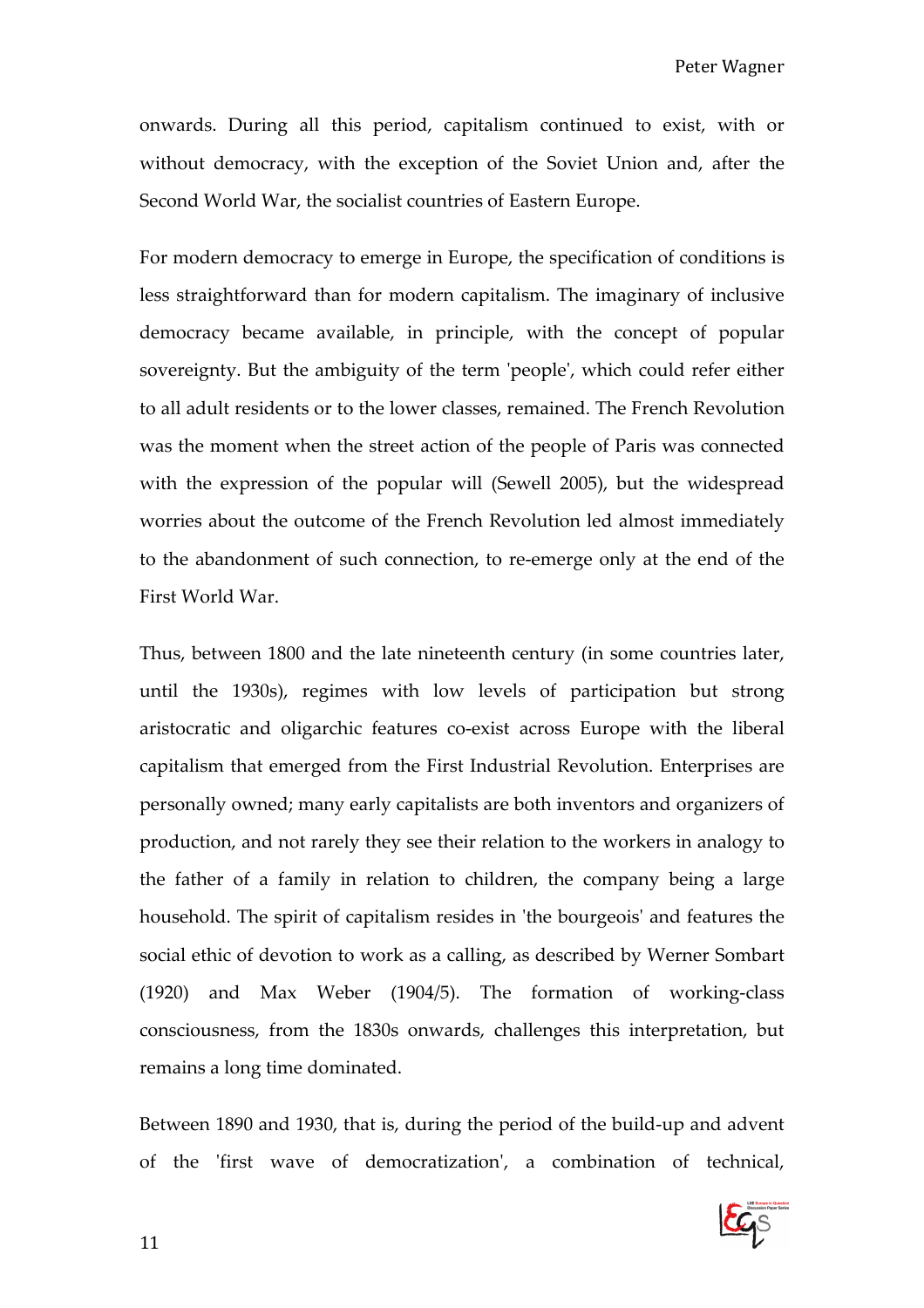onwards. During all this period, capitalism continued to exist, with or without democracy, with the exception of the Soviet Union and, after the Second World War, the socialist countries of Eastern Europe.

For modern democracy to emerge in Europe, the specification of conditions is less straightforward than for modern capitalism. The imaginary of inclusive democracy became available, in principle, with the concept of popular sovereignty. But the ambiguity of the term 'people', which could refer either to all adult residents or to the lower classes, remained. The French Revolution was the moment when the street action of the people of Paris was connected with the expression of the popular will (Sewell 2005), but the widespread worries about the outcome of the French Revolution led almost immediately to the abandonment of such connection, to re-emerge only at the end of the First World War.

Thus, between 1800 and the late nineteenth century (in some countries later, until the 1930s), regimes with low levels of participation but strong aristocratic and oligarchic features co-exist across Europe with the liberal capitalism that emerged from the First Industrial Revolution. Enterprises are personally owned; many early capitalists are both inventors and organizers of production, and not rarely they see their relation to the workers in analogy to the father of a family in relation to children, the company being a large household. The spirit of capitalism resides in 'the bourgeois' and features the social ethic of devotion to work as a calling, as described by Werner Sombart (1920) and Max Weber (1904/5). The formation of working-class consciousness, from the 1830s onwards, challenges this interpretation, but remains a long time dominated.

Between 1890 and 1930, that is, during the period of the build-up and advent of the 'first wave of democratization', a combination of technical,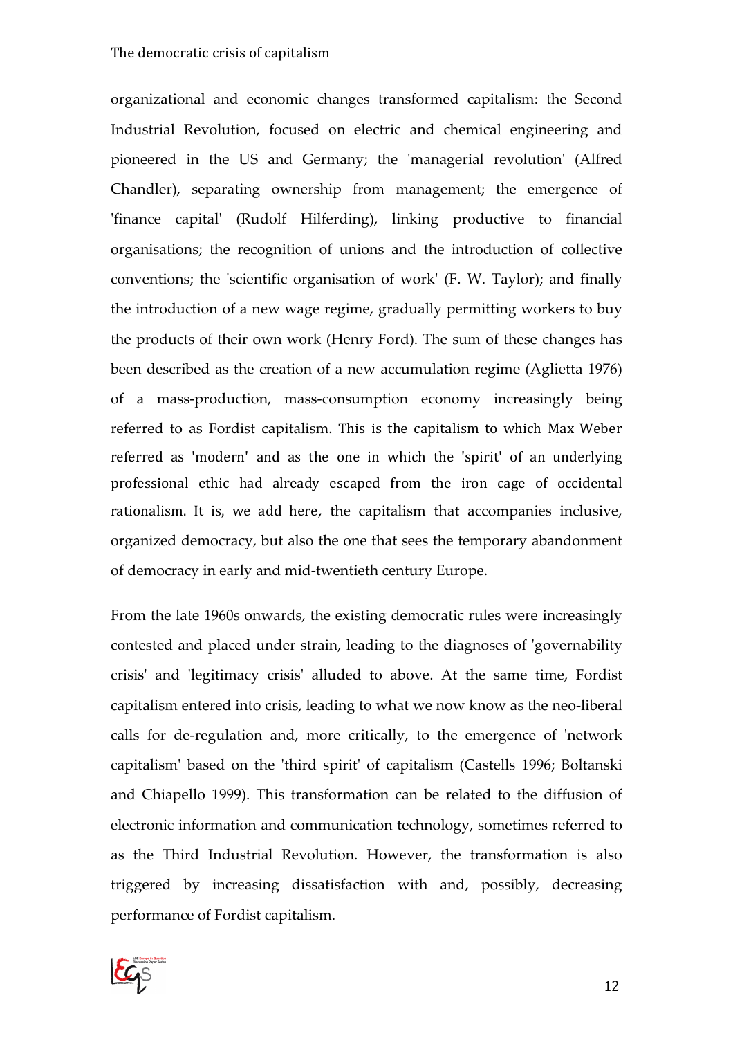organizational and economic changes transformed capitalism: the Second Industrial Revolution, focused on electric and chemical engineering and pioneered in the US and Germany; the 'managerial revolution' (Alfred Chandler), separating ownership from management; the emergence of 'finance capital' (Rudolf Hilferding), linking productive to financial organisations; the recognition of unions and the introduction of collective conventions; the 'scientific organisation of work' (F. W. Taylor); and finally the introduction of a new wage regime, gradually permitting workers to buy the products of their own work (Henry Ford). The sum of these changes has been described as the creation of a new accumulation regime (Aglietta 1976) of a mass-production, mass-consumption economy increasingly being referred to as Fordist capitalism. This is the capitalism to which Max Weber referred as 'modern' and as the one in which the 'spirit' of an underlying professional ethic had already escaped from the iron cage of occidental rationalism. It is, we add here, the capitalism that accompanies inclusive, organized democracy, but also the one that sees the temporary abandonment of democracy in early and mid-twentieth century Europe.

From the late 1960s onwards, the existing democratic rules were increasingly contested and placed under strain, leading to the diagnoses of 'governability crisis' and 'legitimacy crisis' alluded to above. At the same time, Fordist capitalism entered into crisis, leading to what we now know as the neo-liberal calls for de-regulation and, more critically, to the emergence of 'network capitalism' based on the 'third spirit' of capitalism (Castells 1996; Boltanski and Chiapello 1999). This transformation can be related to the diffusion of electronic information and communication technology, sometimes referred to as the Third Industrial Revolution. However, the transformation is also triggered by increasing dissatisfaction with and, possibly, decreasing performance of Fordist capitalism.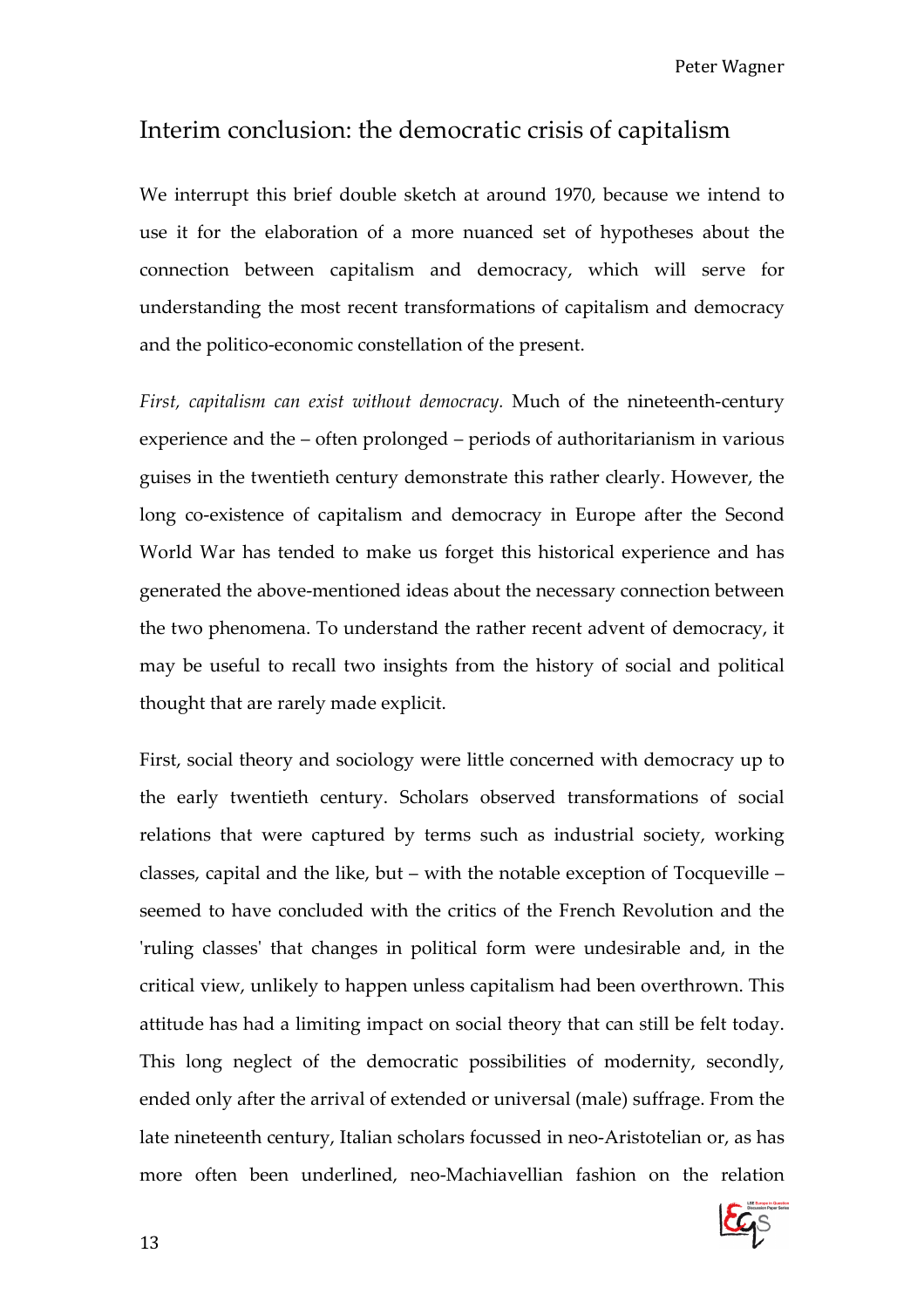## Interim conclusion: the democratic crisis of capitalism

We interrupt this brief double sketch at around 1970, because we intend to use it for the elaboration of a more nuanced set of hypotheses about the connection between capitalism and democracy, which will serve for understanding the most recent transformations of capitalism and democracy and the politico-economic constellation of the present.

*First, capitalism can exist without democracy.* Much of the nineteenth-century experience and the – often prolonged – periods of authoritarianism in various guises in the twentieth century demonstrate this rather clearly. However, the long co-existence of capitalism and democracy in Europe after the Second World War has tended to make us forget this historical experience and has generated the above-mentioned ideas about the necessary connection between the two phenomena. To understand the rather recent advent of democracy, it may be useful to recall two insights from the history of social and political thought that are rarely made explicit.

First, social theory and sociology were little concerned with democracy up to the early twentieth century. Scholars observed transformations of social relations that were captured by terms such as industrial society, working classes, capital and the like, but – with the notable exception of Tocqueville – seemed to have concluded with the critics of the French Revolution and the 'ruling classes' that changes in political form were undesirable and, in the critical view, unlikely to happen unless capitalism had been overthrown. This attitude has had a limiting impact on social theory that can still be felt today. This long neglect of the democratic possibilities of modernity, secondly, ended only after the arrival of extended or universal (male) suffrage. From the late nineteenth century, Italian scholars focussed in neo-Aristotelian or, as has more often been underlined, neo-Machiavellian fashion on the relation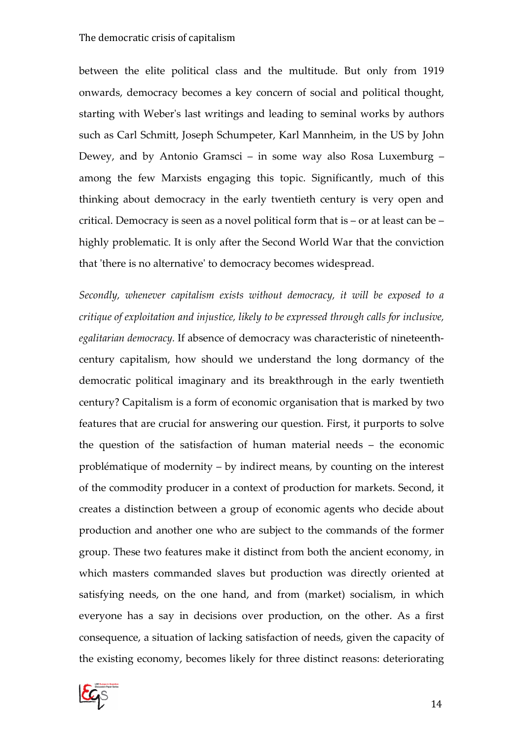between the elite political class and the multitude. But only from 1919 onwards, democracy becomes a key concern of social and political thought, starting with Weber's last writings and leading to seminal works by authors such as Carl Schmitt, Joseph Schumpeter, Karl Mannheim, in the US by John Dewey, and by Antonio Gramsci – in some way also Rosa Luxemburg – among the few Marxists engaging this topic. Significantly, much of this thinking about democracy in the early twentieth century is very open and critical. Democracy is seen as a novel political form that is – or at least can be – highly problematic. It is only after the Second World War that the conviction that 'there is no alternative' to democracy becomes widespread.

*Secondly, whenever capitalism exists without democracy, it will be exposed to a critique of exploitation and injustice, likely to be expressed through calls for inclusive, egalitarian democracy.* If absence of democracy was characteristic of nineteenth-century capitalism, how should we understand the long dormancy of the democratic political imaginary and its breakthrough in the early twentieth century? Capitalism is a form of economic organisation that is marked by two features that are crucial for answering our question. First, it purports to solve the question of the satisfaction of human material needs – the economic problématique of modernity – by indirect means, by counting on the interest of the commodity producer in a context of production for markets. Second, it creates a distinction between a group of economic agents who decide about production and another one who are subject to the commands of the former group. These two features make it distinct from both the ancient economy, in which masters commanded slaves but production was directly oriented at satisfying needs, on the one hand, and from (market) socialism, in which everyone has a say in decisions over production, on the other. As a first consequence, a situation of lacking satisfaction of needs, given the capacity of the existing economy, becomes likely for three distinct reasons: deteriorating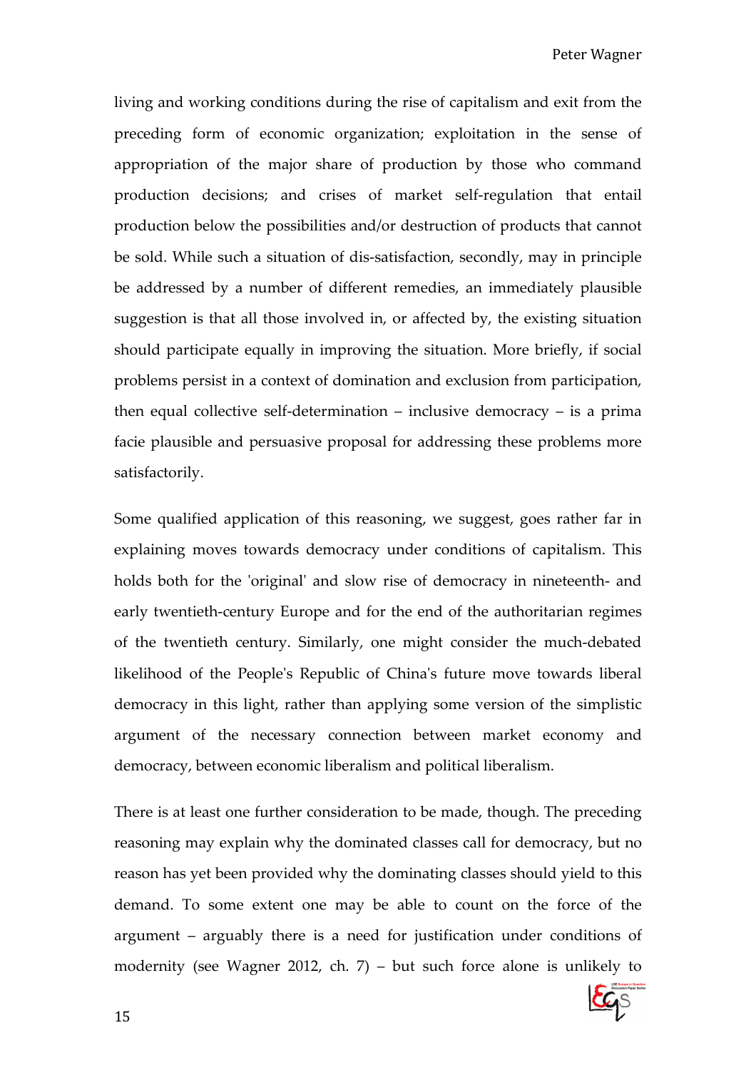living and working conditions during the rise of capitalism and exit from the preceding form of economic organization; exploitation in the sense of appropriation of the major share of production by those who command production decisions; and crises of market self-regulation that entail production below the possibilities and/or destruction of products that cannot be sold. While such a situation of dis-satisfaction, secondly, may in principle be addressed by a number of different remedies, an immediately plausible suggestion is that all those involved in, or affected by, the existing situation should participate equally in improving the situation. More briefly, if social problems persist in a context of domination and exclusion from participation, then equal collective self-determination – inclusive democracy – is a prima facie plausible and persuasive proposal for addressing these problems more satisfactorily.

Some qualified application of this reasoning, we suggest, goes rather far in explaining moves towards democracy under conditions of capitalism. This holds both for the 'original' and slow rise of democracy in nineteenth- and early twentieth-century Europe and for the end of the authoritarian regimes of the twentieth century. Similarly, one might consider the much-debated likelihood of the People's Republic of China's future move towards liberal democracy in this light, rather than applying some version of the simplistic argument of the necessary connection between market economy and democracy, between economic liberalism and political liberalism.

There is at least one further consideration to be made, though. The preceding reasoning may explain why the dominated classes call for democracy, but no reason has yet been provided why the dominating classes should yield to this demand. To some extent one may be able to count on the force of the argument – arguably there is a need for justification under conditions of modernity (see Wagner 2012, ch. 7) – but such force alone is unlikely to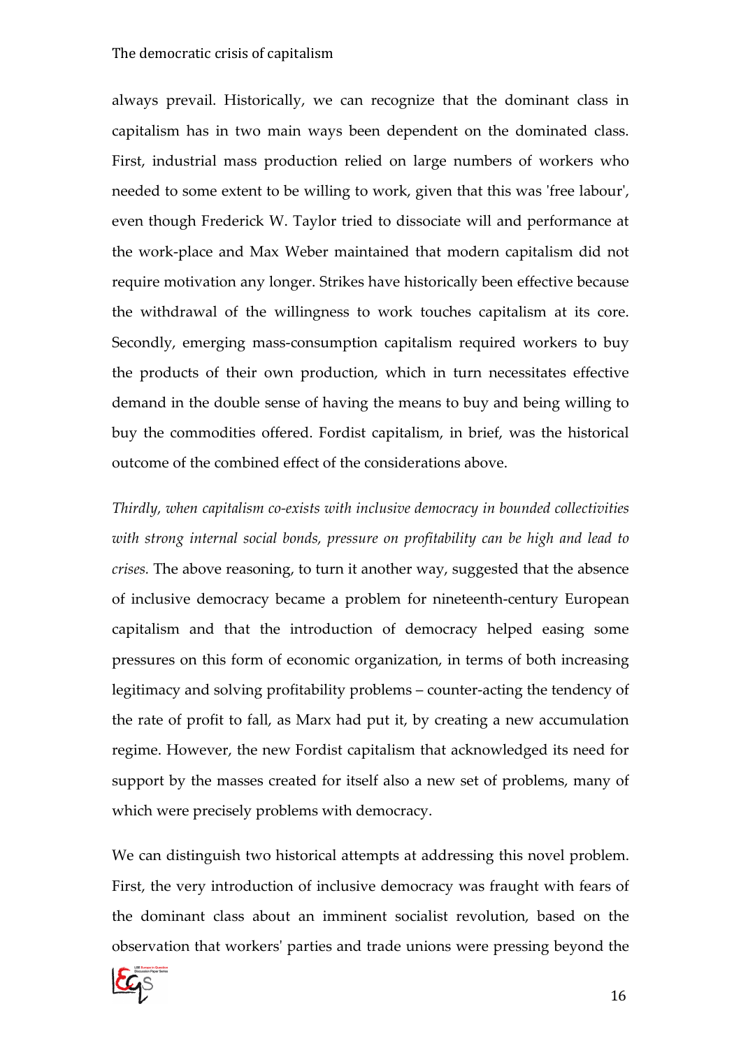always prevail. Historically, we can recognize that the dominant class in capitalism has in two main ways been dependent on the dominated class. First, industrial mass production relied on large numbers of workers who needed to some extent to be willing to work, given that this was 'free labour', even though Frederick W. Taylor tried to dissociate will and performance at the work-place and Max Weber maintained that modern capitalism did not require motivation any longer. Strikes have historically been effective because the withdrawal of the willingness to work touches capitalism at its core. Secondly, emerging mass-consumption capitalism required workers to buy the products of their own production, which in turn necessitates effective demand in the double sense of having the means to buy and being willing to buy the commodities offered. Fordist capitalism, in brief, was the historical outcome of the combined effect of the considerations above.

*Thirdly, when capitalism co-exists with inclusive democracy in bounded collectivities with strong internal social bonds, pressure on profitability can be high and lead to crises.* The above reasoning, to turn it another way, suggested that the absence of inclusive democracy became a problem for nineteenth-century European capitalism and that the introduction of democracy helped easing some pressures on this form of economic organization, in terms of both increasing legitimacy and solving profitability problems – counter-acting the tendency of the rate of profit to fall, as Marx had put it, by creating a new accumulation regime. However, the new Fordist capitalism that acknowledged its need for support by the masses created for itself also a new set of problems, many of which were precisely problems with democracy.

We can distinguish two historical attempts at addressing this novel problem. First, the very introduction of inclusive democracy was fraught with fears of the dominant class about an imminent socialist revolution, based on the observation that workers' parties and trade unions were pressing beyond the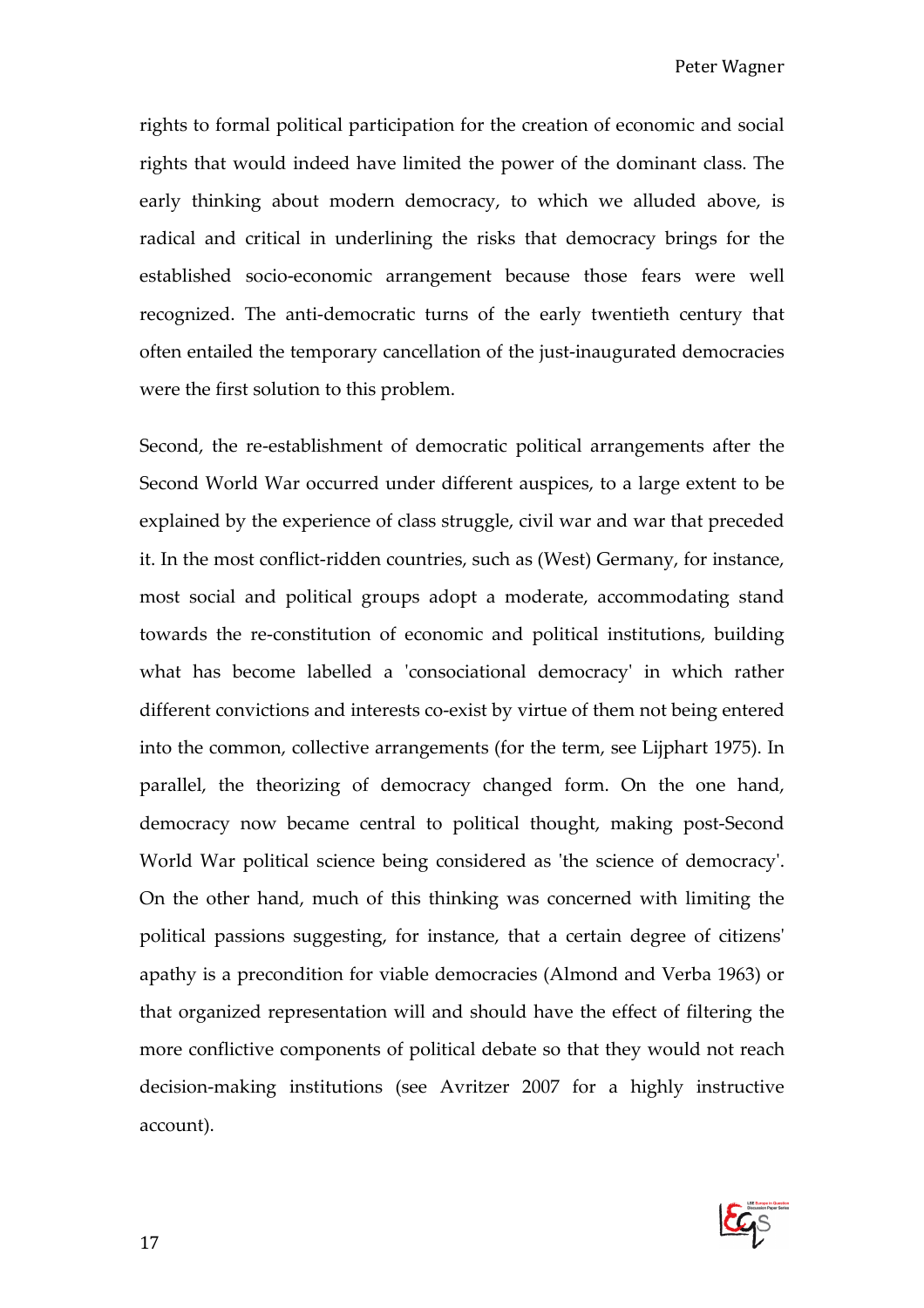rights to formal political participation for the creation of economic and social rights that would indeed have limited the power of the dominant class. The early thinking about modern democracy, to which we alluded above, is radical and critical in underlining the risks that democracy brings for the established socio-economic arrangement because those fears were well recognized. The anti-democratic turns of the early twentieth century that often entailed the temporary cancellation of the just-inaugurated democracies were the first solution to this problem.

Second, the re-establishment of democratic political arrangements after the Second World War occurred under different auspices, to a large extent to be explained by the experience of class struggle, civil war and war that preceded it. In the most conflict-ridden countries, such as (West) Germany, for instance, most social and political groups adopt a moderate, accommodating stand towards the re-constitution of economic and political institutions, building what has become labelled a 'consociational democracy' in which rather different convictions and interests co-exist by virtue of them not being entered into the common, collective arrangements (for the term, see Lijphart 1975). In parallel, the theorizing of democracy changed form. On the one hand, democracy now became central to political thought, making post-Second World War political science being considered as 'the science of democracy'. On the other hand, much of this thinking was concerned with limiting the political passions suggesting, for instance, that a certain degree of citizens' apathy is a precondition for viable democracies (Almond and Verba 1963) or that organized representation will and should have the effect of filtering the more conflictive components of political debate so that they would not reach decision-making institutions (see Avritzer 2007 for a highly instructive account).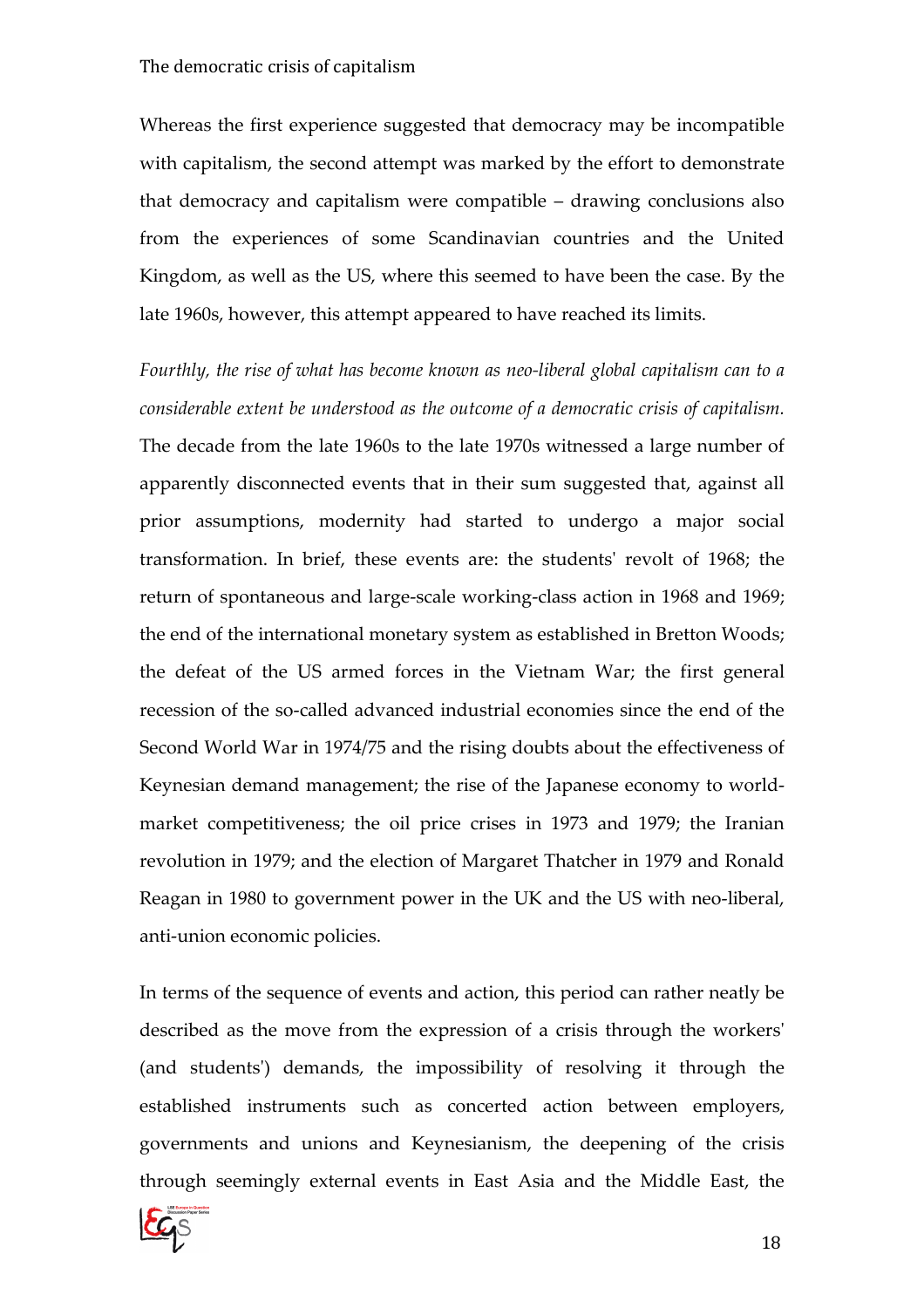Whereas the first experience suggested that democracy may be incompatible with capitalism, the second attempt was marked by the effort to demonstrate that democracy and capitalism were compatible – drawing conclusions also from the experiences of some Scandinavian countries and the United Kingdom, as well as the US, where this seemed to have been the case. By the late 1960s, however, this attempt appeared to have reached its limits.

*Fourthly, the rise of what has become known as neo-liberal global capitalism can to a considerable extent be understood as the outcome of a democratic crisis of capitalism.* The decade from the late 1960s to the late 1970s witnessed a large number of apparently disconnected events that in their sum suggested that, against all prior assumptions, modernity had started to undergo a major social transformation. In brief, these events are: the students' revolt of 1968; the return of spontaneous and large-scale working-class action in 1968 and 1969; the end of the international monetary system as established in Bretton Woods; the defeat of the US armed forces in the Vietnam War; the first general recession of the so-called advanced industrial economies since the end of the Second World War in 1974/75 and the rising doubts about the effectiveness of Keynesian demand management; the rise of the Japanese economy to world-market competitiveness; the oil price crises in 1973 and 1979; the Iranian revolution in 1979; and the election of Margaret Thatcher in 1979 and Ronald Reagan in 1980 to government power in the UK and the US with neo-liberal, anti-union economic policies.

In terms of the sequence of events and action, this period can rather neatly be described as the move from the expression of a crisis through the workers' (and students') demands, the impossibility of resolving it through the established instruments such as concerted action between employers, governments and unions and Keynesianism, the deepening of the crisis through seemingly external events in East Asia and the Middle East, the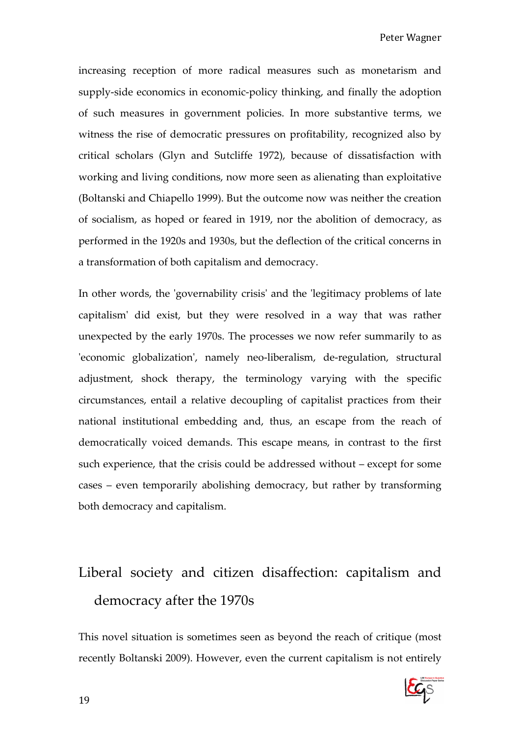increasing reception of more radical measures such as monetarism and supply-side economics in economic-policy thinking, and finally the adoption of such measures in government policies. In more substantive terms, we witness the rise of democratic pressures on profitability, recognized also by critical scholars (Glyn and Sutcliffe 1972), because of dissatisfaction with working and living conditions, now more seen as alienating than exploitative (Boltanski and Chiapello 1999). But the outcome now was neither the creation of socialism, as hoped or feared in 1919, nor the abolition of democracy, as performed in the 1920s and 1930s, but the deflection of the critical concerns in a transformation of both capitalism and democracy.

In other words, the 'governability crisis' and the 'legitimacy problems of late capitalism' did exist, but they were resolved in a way that was rather unexpected by the early 1970s. The processes we now refer summarily to as 'economic globalization', namely neo-liberalism, de-regulation, structural adjustment, shock therapy, the terminology varying with the specific circumstances, entail a relative decoupling of capitalist practices from their national institutional embedding and, thus, an escape from the reach of democratically voiced demands. This escape means, in contrast to the first such experience, that the crisis could be addressed without – except for some cases – even temporarily abolishing democracy, but rather by transforming both democracy and capitalism.

## Liberal society and citizen disaffection: capitalism and democracy after the 1970s

This novel situation is sometimes seen as beyond the reach of critique (most recently Boltanski 2009). However, even the current capitalism is not entirely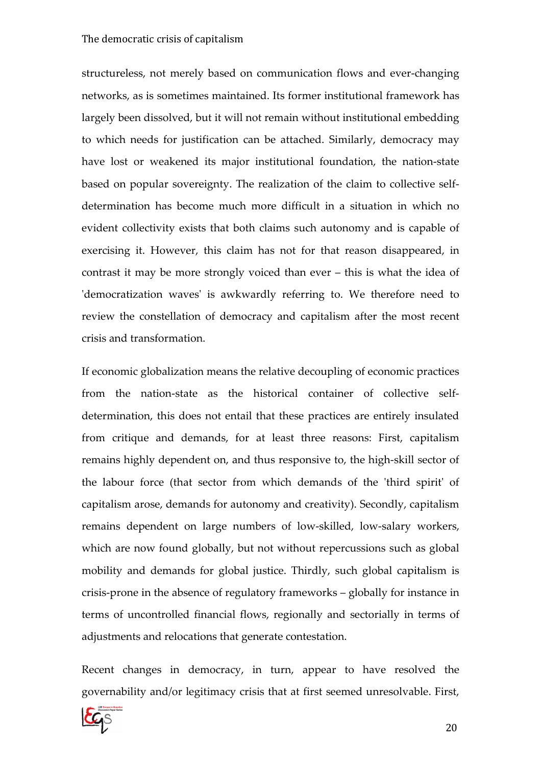structureless, not merely based on communication flows and ever-changing networks, as is sometimes maintained. Its former institutional framework has largely been dissolved, but it will not remain without institutional embedding to which needs for justification can be attached. Similarly, democracy may have lost or weakened its major institutional foundation, the nation-state based on popular sovereignty. The realization of the claim to collective self-determination has become much more difficult in a situation in which no evident collectivity exists that both claims such autonomy and is capable of exercising it. However, this claim has not for that reason disappeared, in contrast it may be more strongly voiced than ever – this is what the idea of 'democratization waves' is awkwardly referring to. We therefore need to review the constellation of democracy and capitalism after the most recent crisis and transformation.

If economic globalization means the relative decoupling of economic practices from the nation-state as the historical container of collective self-determination, this does not entail that these practices are entirely insulated from critique and demands, for at least three reasons: First, capitalism remains highly dependent on, and thus responsive to, the high-skill sector of the labour force (that sector from which demands of the 'third spirit' of capitalism arose, demands for autonomy and creativity). Secondly, capitalism remains dependent on large numbers of low-skilled, low-salary workers, which are now found globally, but not without repercussions such as global mobility and demands for global justice. Thirdly, such global capitalism is crisis-prone in the absence of regulatory frameworks – globally for instance in terms of uncontrolled financial flows, regionally and sectorially in terms of adjustments and relocations that generate contestation.

Recent changes in democracy, in turn, appear to have resolved the governability and/or legitimacy crisis that at first seemed unresolvable. First,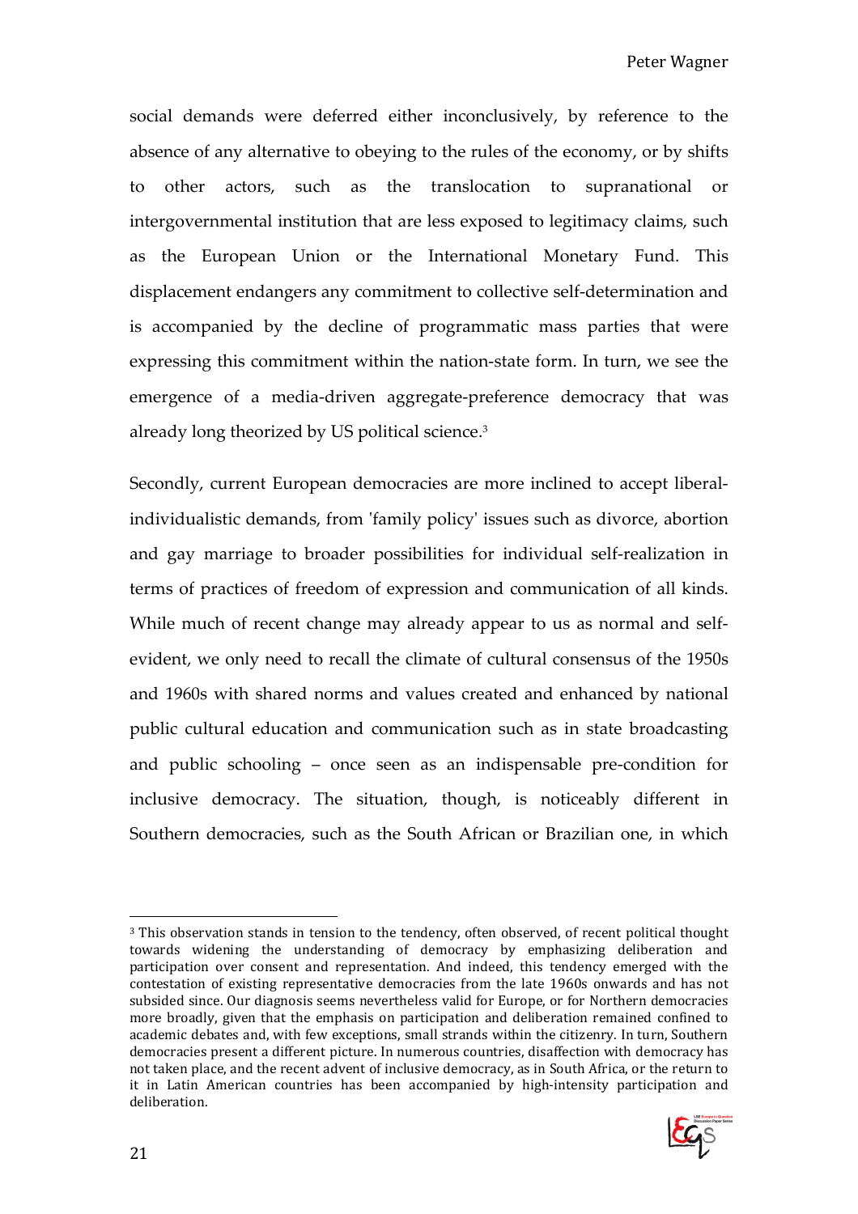social demands were deferred either inconclusively, by reference to the absence of any alternative to obeying to the rules of the economy, or by shifts to other actors, such as the translocation to supranational or intergovernmental institution that are less exposed to legitimacy claims, such as the European Union or the International Monetary Fund. This displacement endangers any commitment to collective self-determination and is accompanied by the decline of programmatic mass parties that were expressing this commitment within the nation-state form. In turn, we see the emergence of a media-driven aggregate-preference democracy that was already long theorized by US political science.[3]

Secondly, current European democracies are more inclined to accept liberal-individualistic demands, from 'family policy' issues such as divorce, abortion and gay marriage to broader possibilities for individual self-realization in terms of practices of freedom of expression and communication of all kinds. While much of recent change may already appear to us as normal and self-evident, we only need to recall the climate of cultural consensus of the 1950s and 1960s with shared norms and values created and enhanced by national public cultural education and communication such as in state broadcasting and public schooling – once seen as an indispensable pre-condition for inclusive democracy. The situation, though, is noticeably different in Southern democracies, such as the South African or Brazilian one, in which

---

[3] This observation stands in tension to the tendency, often observed, of recent political thought towards widening the understanding of democracy by emphasizing deliberation and participation over consent and representation. And indeed, this tendency emerged with the contestation of existing representative democracies from the late 1960s onwards and has not subsided since. Our diagnosis seems nevertheless valid for Europe, or for Northern democracies more broadly, given that the emphasis on participation and deliberation remained confined to academic debates and, with few exceptions, small strands within the citizenry. In turn, Southern democracies present a different picture. In numerous countries, disaffection with democracy has not taken place, and the recent advent of inclusive democracy, as in South Africa, or the return to it in Latin American countries has been accompanied by high-intensity participation and deliberation.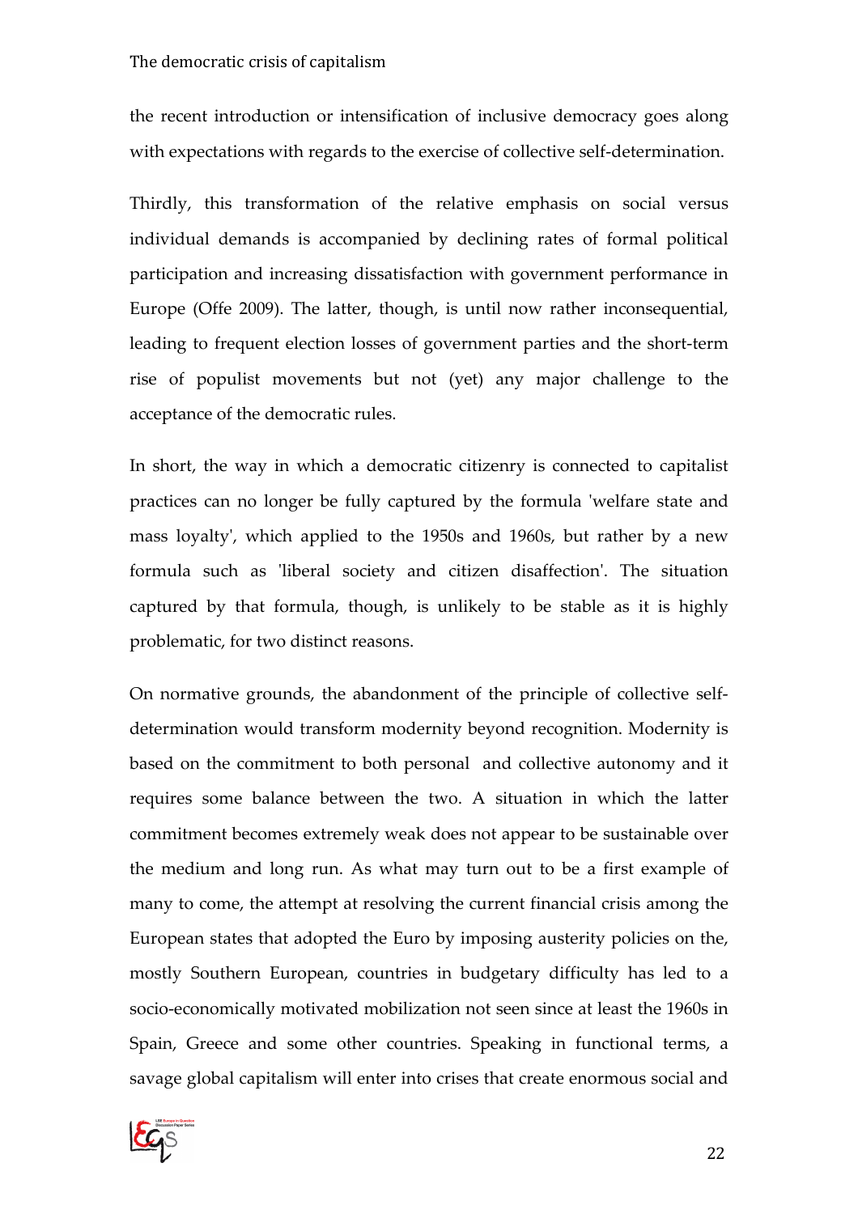the recent introduction or intensification of inclusive democracy goes along with expectations with regards to the exercise of collective self-determination.

Thirdly, this transformation of the relative emphasis on social versus individual demands is accompanied by declining rates of formal political participation and increasing dissatisfaction with government performance in Europe (Offe 2009). The latter, though, is until now rather inconsequential, leading to frequent election losses of government parties and the short-term rise of populist movements but not (yet) any major challenge to the acceptance of the democratic rules.

In short, the way in which a democratic citizenry is connected to capitalist practices can no longer be fully captured by the formula 'welfare state and mass loyalty', which applied to the 1950s and 1960s, but rather by a new formula such as 'liberal society and citizen disaffection'. The situation captured by that formula, though, is unlikely to be stable as it is highly problematic, for two distinct reasons.

On normative grounds, the abandonment of the principle of collective self-determination would transform modernity beyond recognition. Modernity is based on the commitment to both personal and collective autonomy and it requires some balance between the two. A situation in which the latter commitment becomes extremely weak does not appear to be sustainable over the medium and long run. As what may turn out to be a first example of many to come, the attempt at resolving the current financial crisis among the European states that adopted the Euro by imposing austerity policies on the, mostly Southern European, countries in budgetary difficulty has led to a socio-economically motivated mobilization not seen since at least the 1960s in Spain, Greece and some other countries. Speaking in functional terms, a savage global capitalism will enter into crises that create enormous social and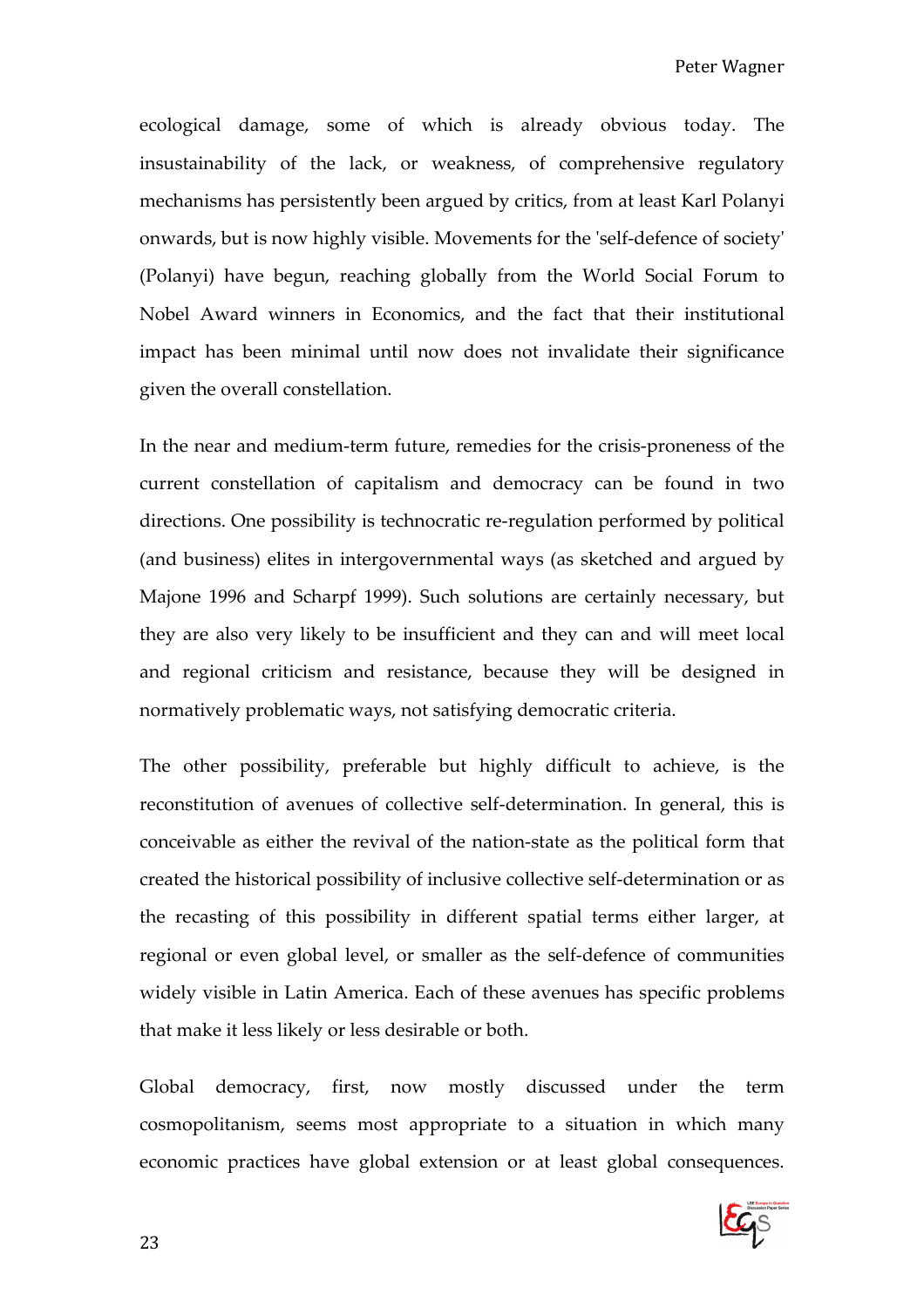ecological damage, some of which is already obvious today. The insustainability of the lack, or weakness, of comprehensive regulatory mechanisms has persistently been argued by critics, from at least Karl Polanyi onwards, but is now highly visible. Movements for the 'self-defence of society' (Polanyi) have begun, reaching globally from the World Social Forum to Nobel Award winners in Economics, and the fact that their institutional impact has been minimal until now does not invalidate their significance given the overall constellation.

In the near and medium-term future, remedies for the crisis-proneness of the current constellation of capitalism and democracy can be found in two directions. One possibility is technocratic re-regulation performed by political (and business) elites in intergovernmental ways (as sketched and argued by Majone 1996 and Scharpf 1999). Such solutions are certainly necessary, but they are also very likely to be insufficient and they can and will meet local and regional criticism and resistance, because they will be designed in normatively problematic ways, not satisfying democratic criteria.

The other possibility, preferable but highly difficult to achieve, is the reconstitution of avenues of collective self-determination. In general, this is conceivable as either the revival of the nation-state as the political form that created the historical possibility of inclusive collective self-determination or as the recasting of this possibility in different spatial terms either larger, at regional or even global level, or smaller as the self-defence of communities widely visible in Latin America. Each of these avenues has specific problems that make it less likely or less desirable or both.

Global democracy, first, now mostly discussed under the term cosmopolitanism, seems most appropriate to a situation in which many economic practices have global extension or at least global consequences.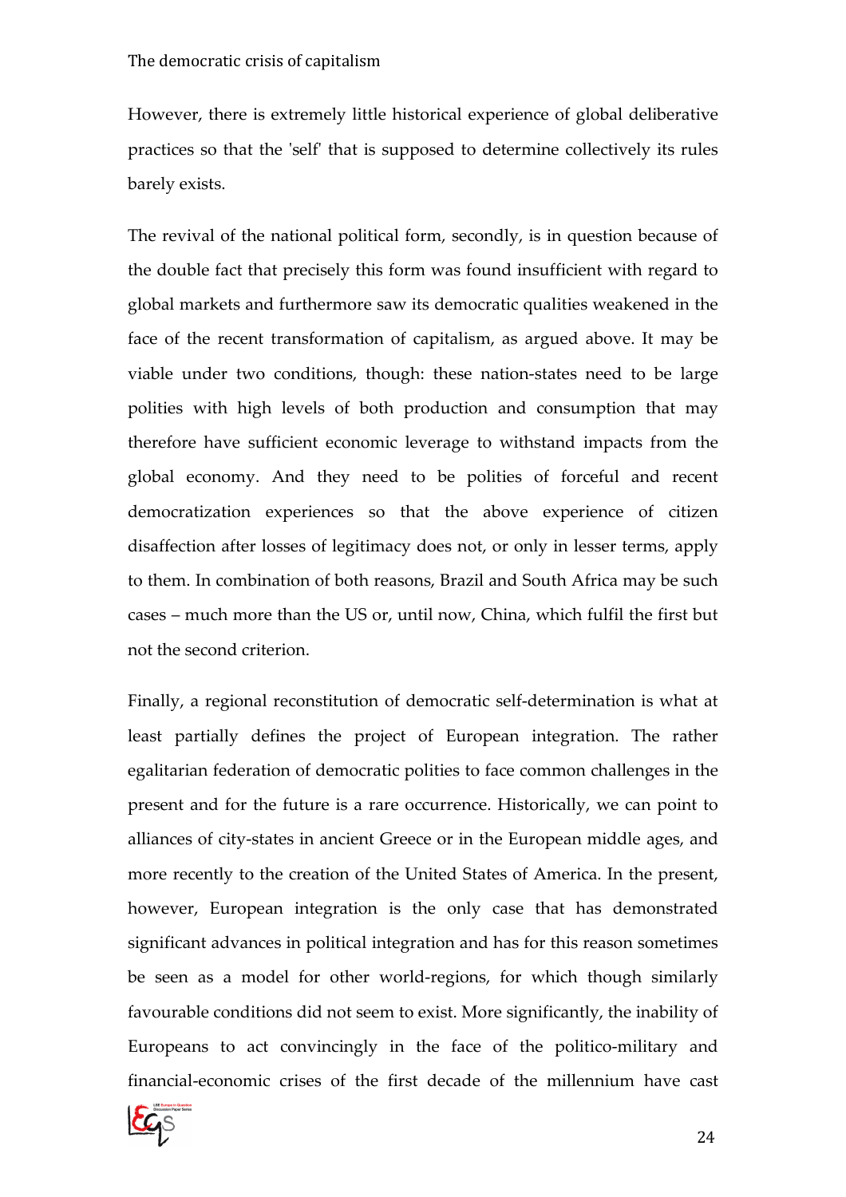However, there is extremely little historical experience of global deliberative practices so that the 'self' that is supposed to determine collectively its rules barely exists.

The revival of the national political form, secondly, is in question because of the double fact that precisely this form was found insufficient with regard to global markets and furthermore saw its democratic qualities weakened in the face of the recent transformation of capitalism, as argued above. It may be viable under two conditions, though: these nation-states need to be large polities with high levels of both production and consumption that may therefore have sufficient economic leverage to withstand impacts from the global economy. And they need to be polities of forceful and recent democratization experiences so that the above experience of citizen disaffection after losses of legitimacy does not, or only in lesser terms, apply to them. In combination of both reasons, Brazil and South Africa may be such cases – much more than the US or, until now, China, which fulfil the first but not the second criterion.

Finally, a regional reconstitution of democratic self-determination is what at least partially defines the project of European integration. The rather egalitarian federation of democratic polities to face common challenges in the present and for the future is a rare occurrence. Historically, we can point to alliances of city-states in ancient Greece or in the European middle ages, and more recently to the creation of the United States of America. In the present, however, European integration is the only case that has demonstrated significant advances in political integration and has for this reason sometimes be seen as a model for other world-regions, for which though similarly favourable conditions did not seem to exist. More significantly, the inability of Europeans to act convincingly in the face of the politico-military and financial-economic crises of the first decade of the millennium have cast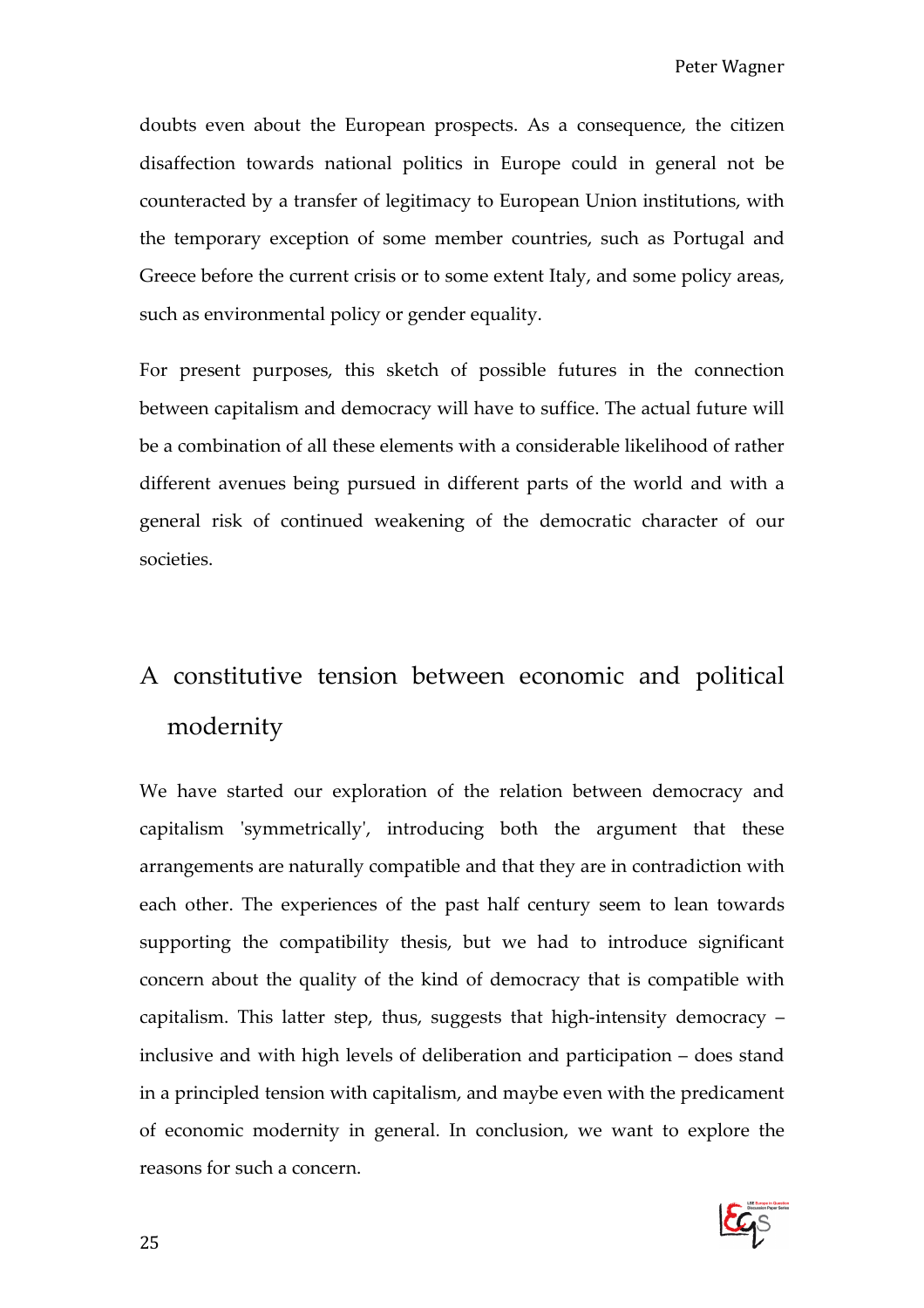doubts even about the European prospects. As a consequence, the citizen disaffection towards national politics in Europe could in general not be counteracted by a transfer of legitimacy to European Union institutions, with the temporary exception of some member countries, such as Portugal and Greece before the current crisis or to some extent Italy, and some policy areas, such as environmental policy or gender equality.

For present purposes, this sketch of possible futures in the connection between capitalism and democracy will have to suffice. The actual future will be a combination of all these elements with a considerable likelihood of rather different avenues being pursued in different parts of the world and with a general risk of continued weakening of the democratic character of our societies.

## A constitutive tension between economic and political modernity

We have started our exploration of the relation between democracy and capitalism 'symmetrically', introducing both the argument that these arrangements are naturally compatible and that they are in contradiction with each other. The experiences of the past half century seem to lean towards supporting the compatibility thesis, but we had to introduce significant concern about the quality of the kind of democracy that is compatible with capitalism. This latter step, thus, suggests that high-intensity democracy – inclusive and with high levels of deliberation and participation – does stand in a principled tension with capitalism, and maybe even with the predicament of economic modernity in general. In conclusion, we want to explore the reasons for such a concern.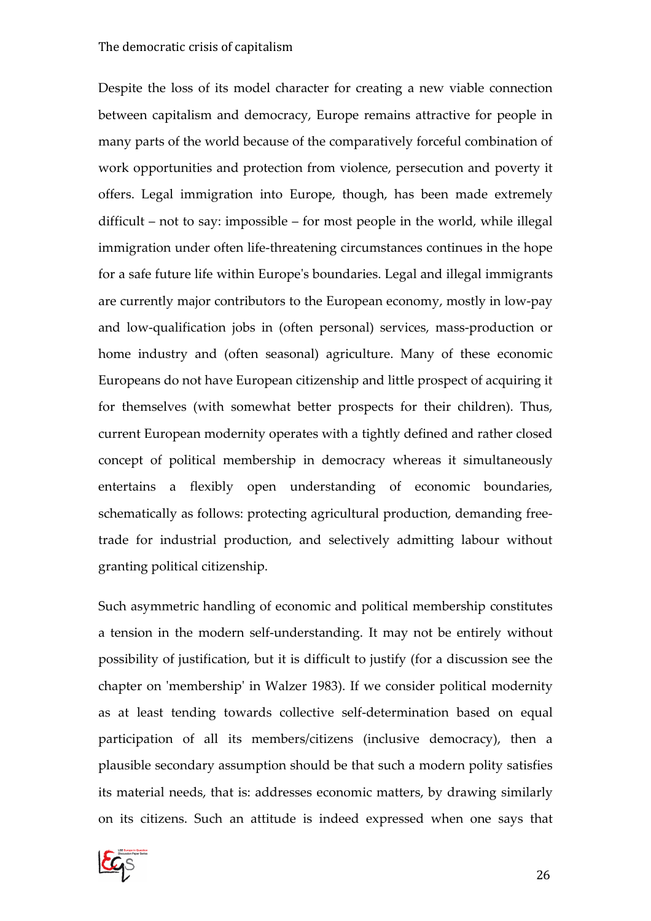Despite the loss of its model character for creating a new viable connection between capitalism and democracy, Europe remains attractive for people in many parts of the world because of the comparatively forceful combination of work opportunities and protection from violence, persecution and poverty it offers. Legal immigration into Europe, though, has been made extremely difficult – not to say: impossible – for most people in the world, while illegal immigration under often life-threatening circumstances continues in the hope for a safe future life within Europe's boundaries. Legal and illegal immigrants are currently major contributors to the European economy, mostly in low-pay and low-qualification jobs in (often personal) services, mass-production or home industry and (often seasonal) agriculture. Many of these economic Europeans do not have European citizenship and little prospect of acquiring it for themselves (with somewhat better prospects for their children). Thus, current European modernity operates with a tightly defined and rather closed concept of political membership in democracy whereas it simultaneously entertains a flexibly open understanding of economic boundaries, schematically as follows: protecting agricultural production, demanding free-trade for industrial production, and selectively admitting labour without granting political citizenship.

Such asymmetric handling of economic and political membership constitutes a tension in the modern self-understanding. It may not be entirely without possibility of justification, but it is difficult to justify (for a discussion see the chapter on 'membership' in Walzer 1983). If we consider political modernity as at least tending towards collective self-determination based on equal participation of all its members/citizens (inclusive democracy), then a plausible secondary assumption should be that such a modern polity satisfies its material needs, that is: addresses economic matters, by drawing similarly on its citizens. Such an attitude is indeed expressed when one says that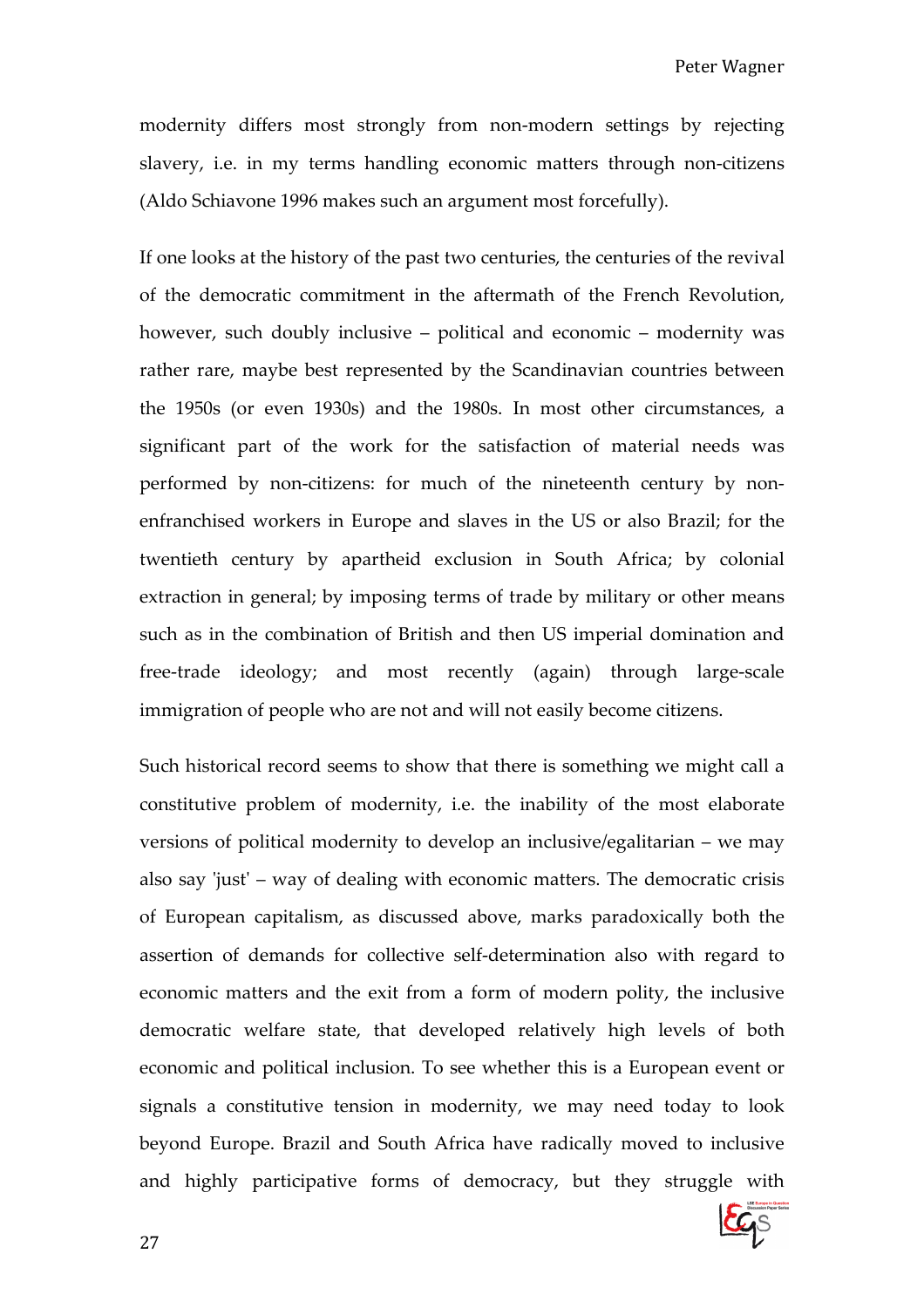modernity differs most strongly from non-modern settings by rejecting slavery, i.e. in my terms handling economic matters through non-citizens (Aldo Schiavone 1996 makes such an argument most forcefully).

If one looks at the history of the past two centuries, the centuries of the revival of the democratic commitment in the aftermath of the French Revolution, however, such doubly inclusive – political and economic – modernity was rather rare, maybe best represented by the Scandinavian countries between the 1950s (or even 1930s) and the 1980s. In most other circumstances, a significant part of the work for the satisfaction of material needs was performed by non-citizens: for much of the nineteenth century by non-enfranchised workers in Europe and slaves in the US or also Brazil; for the twentieth century by apartheid exclusion in South Africa; by colonial extraction in general; by imposing terms of trade by military or other means such as in the combination of British and then US imperial domination and free-trade ideology; and most recently (again) through large-scale immigration of people who are not and will not easily become citizens.

Such historical record seems to show that there is something we might call a constitutive problem of modernity, i.e. the inability of the most elaborate versions of political modernity to develop an inclusive/egalitarian – we may also say 'just' – way of dealing with economic matters. The democratic crisis of European capitalism, as discussed above, marks paradoxically both the assertion of demands for collective self-determination also with regard to economic matters and the exit from a form of modern polity, the inclusive democratic welfare state, that developed relatively high levels of both economic and political inclusion. To see whether this is a European event or signals a constitutive tension in modernity, we may need today to look beyond Europe. Brazil and South Africa have radically moved to inclusive and highly participative forms of democracy, but they struggle with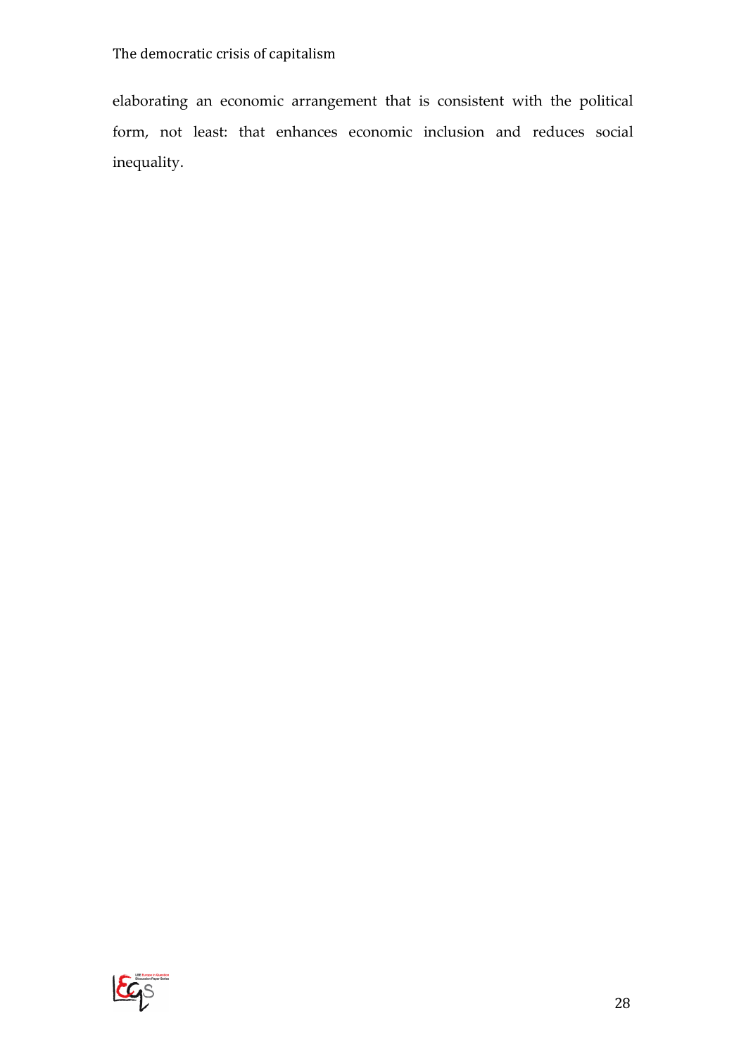elaborating an economic arrangement that is consistent with the political form, not least: that enhances economic inclusion and reduces social inequality.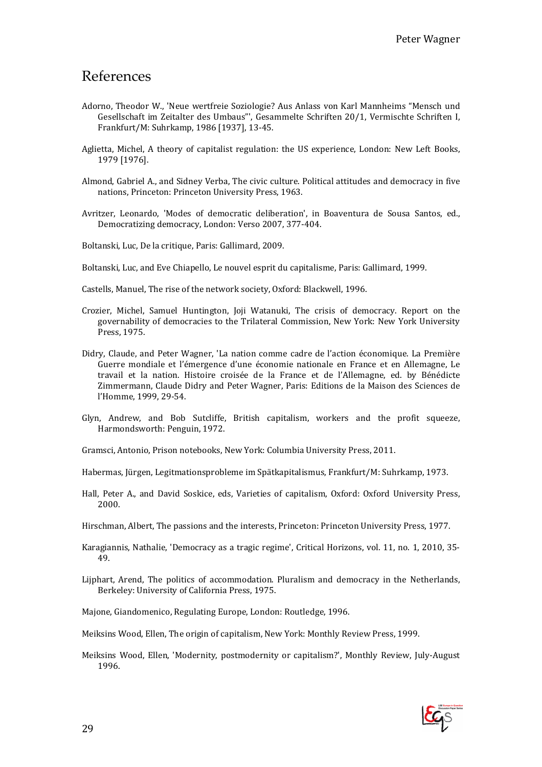# References

Adorno, Theodor W., 'Neue wertfreie Soziologie? Aus Anlass von Karl Mannheims "Mensch und Gesellschaft im Zeitalter des Umbaus"', Gesammelte Schriften 20/1, Vermischte Schriften I, Frankfurt/M: Suhrkamp, 1986 [1937], 13-45.

Aglietta, Michel, A theory of capitalist regulation: the US experience, London: New Left Books, 1979 [1976].

Almond, Gabriel A., and Sidney Verba, The civic culture. Political attitudes and democracy in five nations, Princeton: Princeton University Press, 1963.

Avritzer, Leonardo, 'Modes of democratic deliberation', in Boaventura de Sousa Santos, ed., Democratizing democracy, London: Verso 2007, 377-404.

Boltanski, Luc, De la critique, Paris: Gallimard, 2009.

Boltanski, Luc, and Eve Chiapello, Le nouvel esprit du capitalisme, Paris: Gallimard, 1999.

Castells, Manuel, The rise of the network society, Oxford: Blackwell, 1996.

Crozier, Michel, Samuel Huntington, Joji Watanuki, The crisis of democracy. Report on the governability of democracies to the Trilateral Commission, New York: New York University Press, 1975.

Didry, Claude, and Peter Wagner, 'La nation comme cadre de l'action économique. La Première Guerre mondiale et l'émergence d'une économie nationale en France et en Allemagne, Le travail et la nation. Histoire croisée de la France et de l'Allemagne, ed. by Bénédicte Zimmermann, Claude Didry and Peter Wagner, Paris: Editions de la Maison des Sciences de l'Homme, 1999, 29-54.

Glyn, Andrew, and Bob Sutcliffe, British capitalism, workers and the profit squeeze, Harmondsworth: Penguin, 1972.

Gramsci, Antonio, Prison notebooks, New York: Columbia University Press, 2011.

Habermas, Jürgen, Legitmationsprobleme im Spätkapitalismus, Frankfurt/M: Suhrkamp, 1973.

Hall, Peter A., and David Soskice, eds, Varieties of capitalism, Oxford: Oxford University Press, 2000.

Hirschman, Albert, The passions and the interests, Princeton: Princeton University Press, 1977.

Karagiannis, Nathalie, 'Democracy as a tragic regime', Critical Horizons, vol. 11, no. 1, 2010, 35-49.

Lijphart, Arend, The politics of accommodation. Pluralism and democracy in the Netherlands, Berkeley: University of California Press, 1975.

Majone, Giandomenico, Regulating Europe, London: Routledge, 1996.

Meiksins Wood, Ellen, The origin of capitalism, New York: Monthly Review Press, 1999.

Meiksins Wood, Ellen, 'Modernity, postmodernity or capitalism?', Monthly Review, July-August 1996.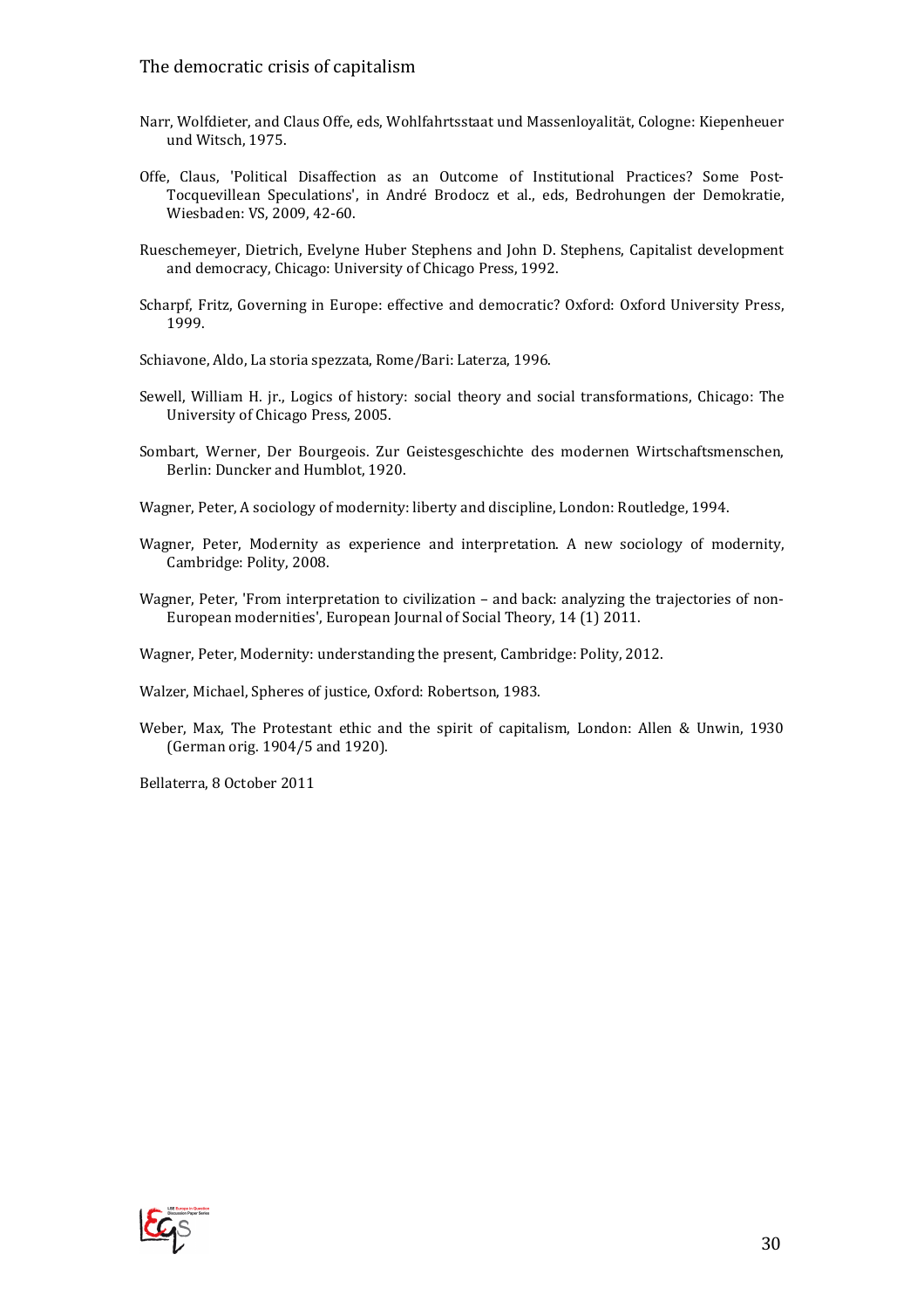Narr, Wolfdieter, and Claus Offe, eds, Wohlfahrtsstaat und Massenloyalität, Cologne: Kiepenheuer und Witsch, 1975.

Offe, Claus, 'Political Disaffection as an Outcome of Institutional Practices? Some Post-Tocquevillean Speculations', in André Brodocz et al., eds, Bedrohungen der Demokratie, Wiesbaden: VS, 2009, 42-60.

Rueschemeyer, Dietrich, Evelyne Huber Stephens and John D. Stephens, Capitalist development and democracy, Chicago: University of Chicago Press, 1992.

Scharpf, Fritz, Governing in Europe: effective and democratic? Oxford: Oxford University Press, 1999.

Schiavone, Aldo, La storia spezzata, Rome/Bari: Laterza, 1996.

Sewell, William H. jr., Logics of history: social theory and social transformations, Chicago: The University of Chicago Press, 2005.

Sombart, Werner, Der Bourgeois. Zur Geistesgeschichte des modernen Wirtschaftsmenschen, Berlin: Duncker and Humblot, 1920.

Wagner, Peter, A sociology of modernity: liberty and discipline, London: Routledge, 1994.

Wagner, Peter, Modernity as experience and interpretation. A new sociology of modernity, Cambridge: Polity, 2008.

Wagner, Peter, 'From interpretation to civilization – and back: analyzing the trajectories of non-European modernities', European Journal of Social Theory, 14 (1) 2011.

Wagner, Peter, Modernity: understanding the present, Cambridge: Polity, 2012.

Walzer, Michael, Spheres of justice, Oxford: Robertson, 1983.

Weber, Max, The Protestant ethic and the spirit of capitalism, London: Allen & Unwin, 1930 (German orig. 1904/5 and 1920).

Bellaterra, 8 October 2011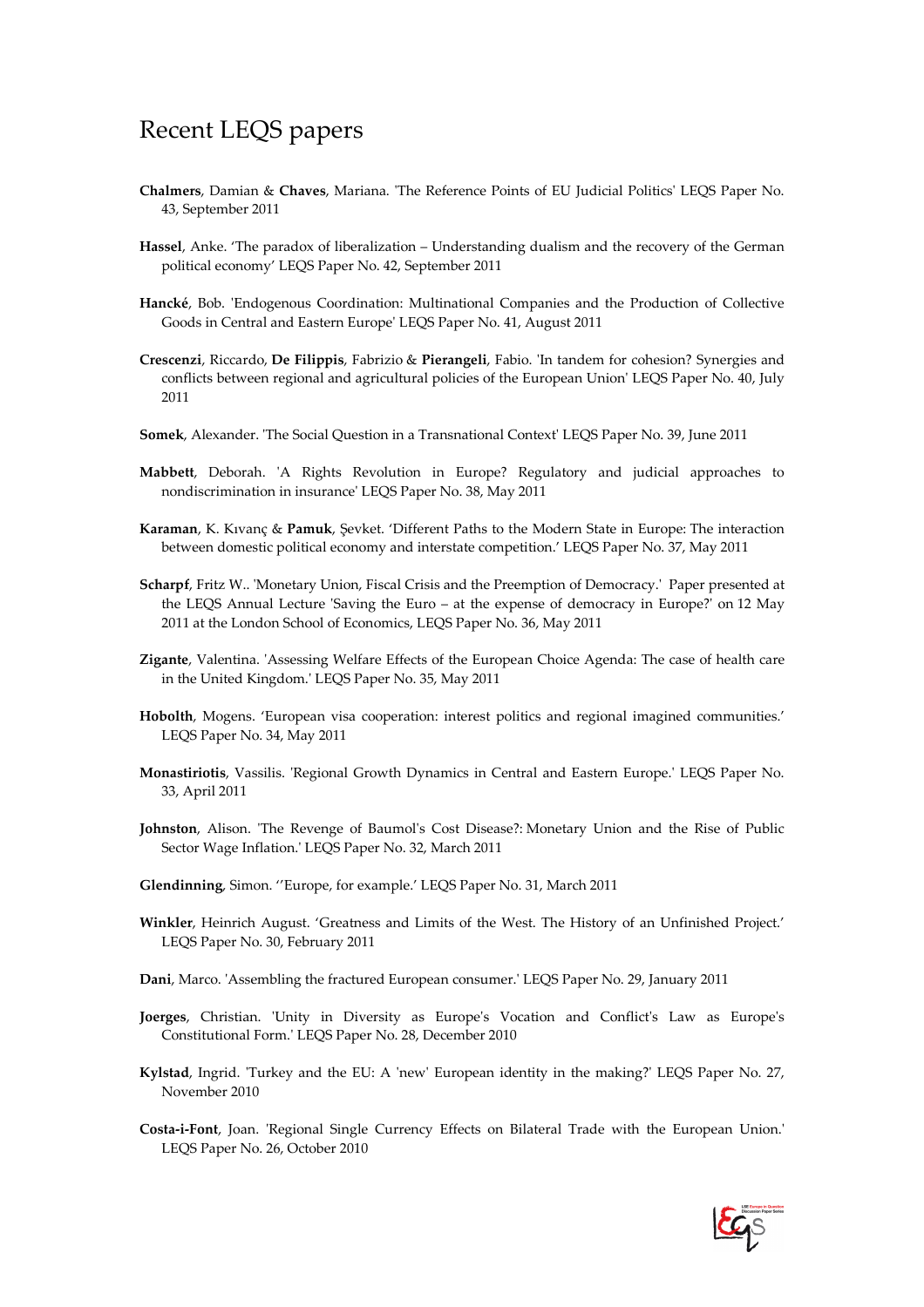# Recent LEQS papers

**Chalmers**, Damian & **Chaves**, Mariana. 'The Reference Points of EU Judicial Politics' LEQS Paper No. 43, September 2011

**Hassel**, Anke. 'The paradox of liberalization – Understanding dualism and the recovery of the German political economy' LEQS Paper No. 42, September 2011

**Hancké**, Bob. 'Endogenous Coordination: Multinational Companies and the Production of Collective Goods in Central and Eastern Europe' LEQS Paper No. 41, August 2011

**Crescenzi**, Riccardo, **De Filippis**, Fabrizio & **Pierangeli**, Fabio. 'In tandem for cohesion? Synergies and conflicts between regional and agricultural policies of the European Union' LEQS Paper No. 40, July 2011

**Somek**, Alexander. 'The Social Question in a Transnational Context' LEQS Paper No. 39, June 2011

**Mabbett**, Deborah. 'A Rights Revolution in Europe? Regulatory and judicial approaches to nondiscrimination in insurance' LEQS Paper No. 38, May 2011

**Karaman**, K. Kıvanç & **Pamuk**, Şevket. 'Different Paths to the Modern State in Europe: The interaction between domestic political economy and interstate competition.' LEQS Paper No. 37, May 2011

**Scharpf**, Fritz W.. 'Monetary Union, Fiscal Crisis and the Preemption of Democracy.' Paper presented at the LEQS Annual Lecture 'Saving the Euro – at the expense of democracy in Europe?' on 12 May 2011 at the London School of Economics, LEQS Paper No. 36, May 2011

**Zigante**, Valentina. 'Assessing Welfare Effects of the European Choice Agenda: The case of health care in the United Kingdom.' LEQS Paper No. 35, May 2011

**Hobolth**, Mogens. 'European visa cooperation: interest politics and regional imagined communities.' LEQS Paper No. 34, May 2011

**Monastiriotis**, Vassilis. 'Regional Growth Dynamics in Central and Eastern Europe.' LEQS Paper No. 33, April 2011

**Johnston**, Alison. 'The Revenge of Baumol's Cost Disease?: Monetary Union and the Rise of Public Sector Wage Inflation.' LEQS Paper No. 32, March 2011

**Glendinning**, Simon. ''Europe, for example.' LEQS Paper No. 31, March 2011

**Winkler**, Heinrich August. 'Greatness and Limits of the West. The History of an Unfinished Project.' LEQS Paper No. 30, February 2011

**Dani**, Marco. 'Assembling the fractured European consumer.' LEQS Paper No. 29, January 2011

**Joerges**, Christian. 'Unity in Diversity as Europe's Vocation and Conflict's Law as Europe's Constitutional Form.' LEQS Paper No. 28, December 2010

**Kylstad**, Ingrid. 'Turkey and the EU: A 'new' European identity in the making?' LEQS Paper No. 27, November 2010

**Costa-i-Font**, Joan. 'Regional Single Currency Effects on Bilateral Trade with the European Union.' LEQS Paper No. 26, October 2010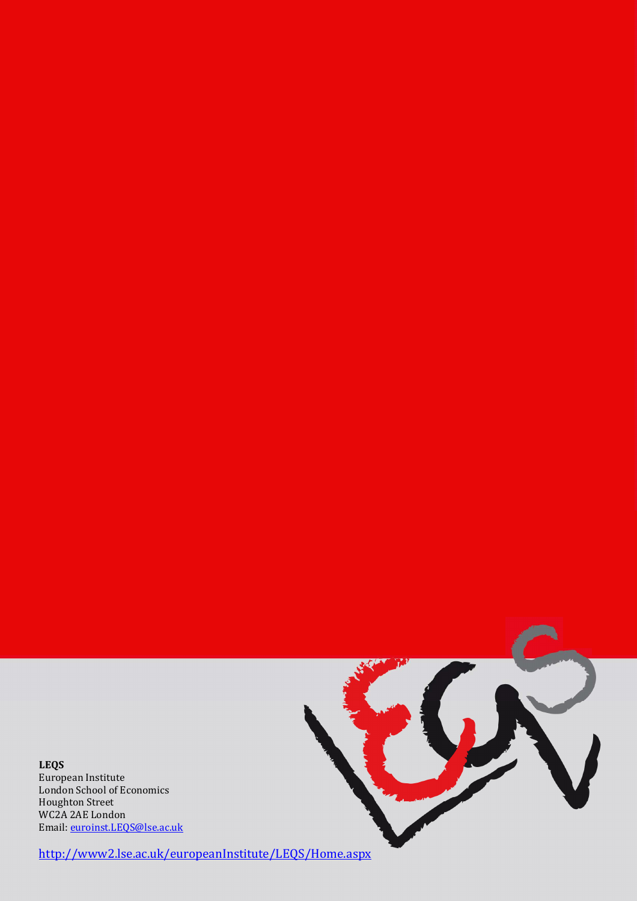**LEQS**
European Institute
London School of Economics
Houghton Street
WC2A 2AE London
Email: euroinst.LEQS@lse.ac.uk

http://www2.lse.ac.uk/europeanInstitute/LEQS/Home.aspx